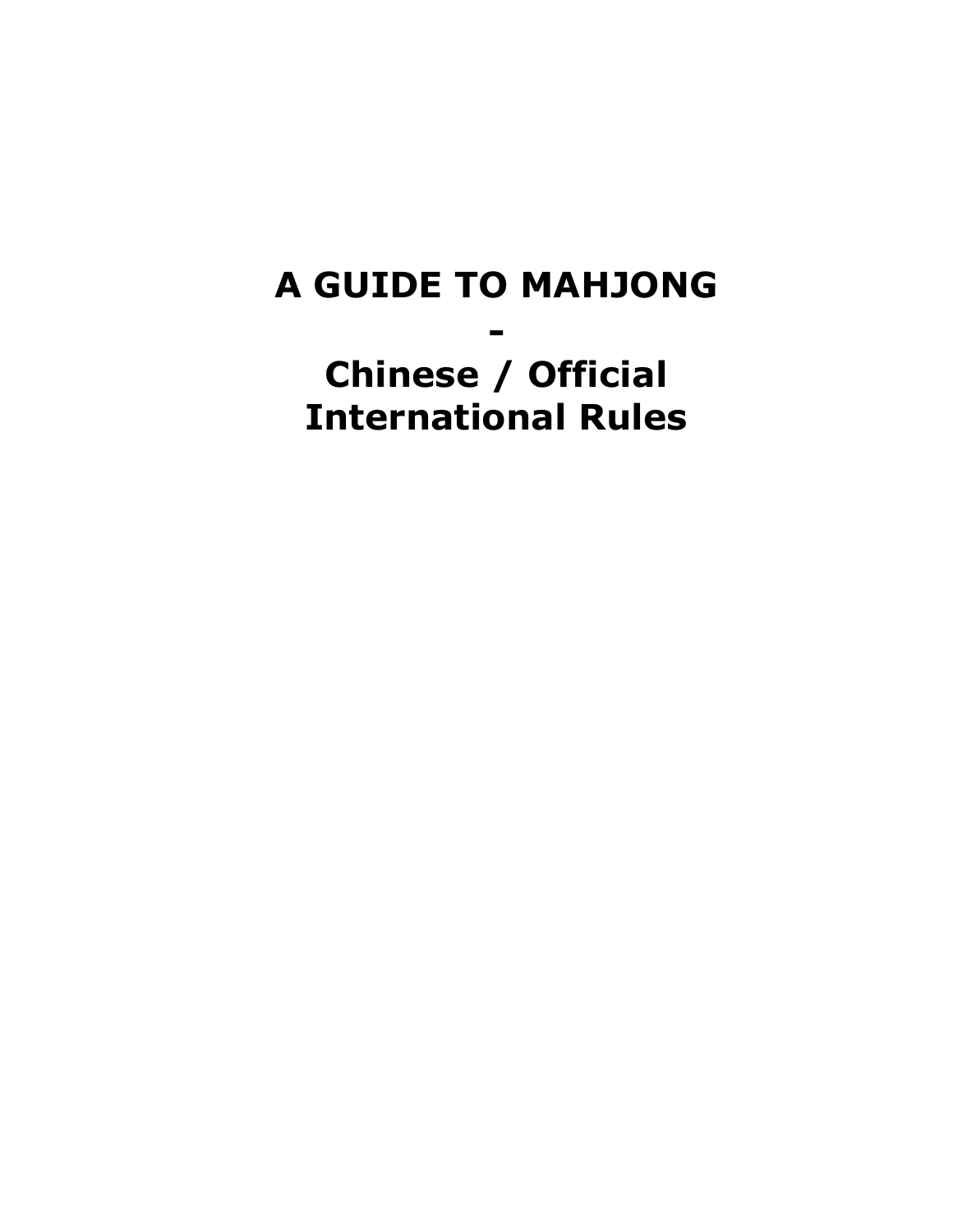# A GUIDE TO MAHJONG

# -

# Chinese / Official International Rules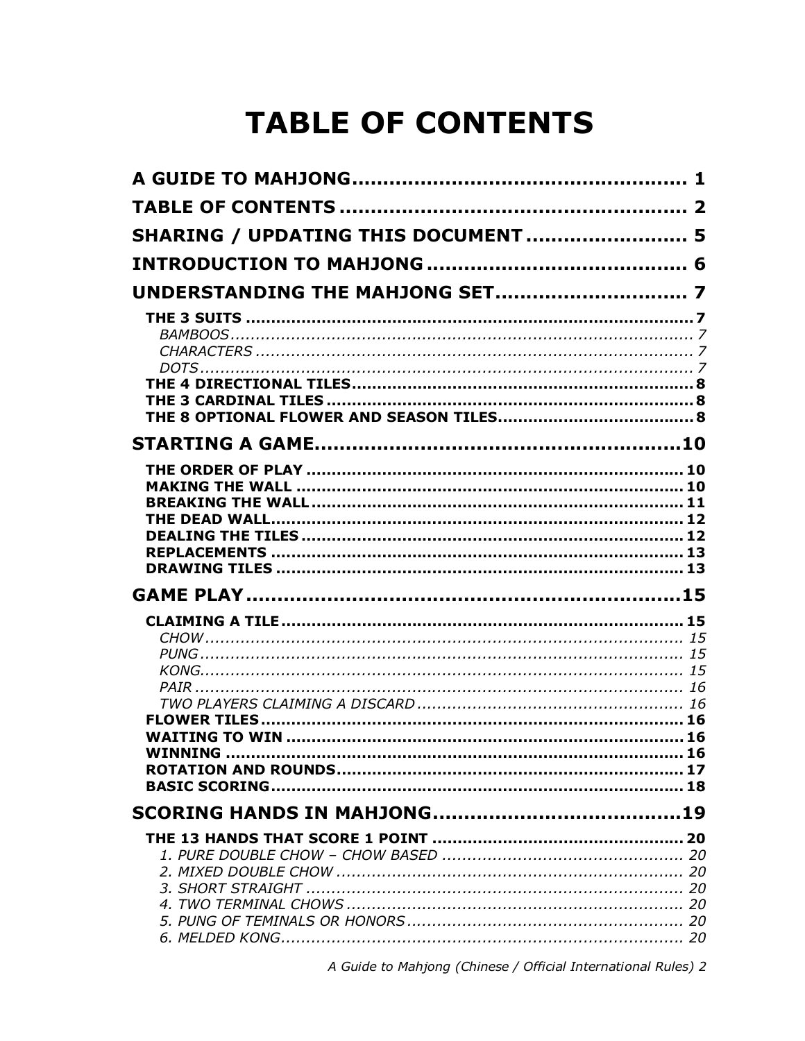# TABLE OF CONTENTS

**A GUIDE TO MAHJONG** .......... 1

**TABLE OF CONTENTS** .......... 2

**SHARING / UPDATING THIS DOCUMENT** .......... 5

**INTRODUCTION TO MAHJONG** .......... 6

**UNDERSTANDING THE MAHJONG SET** .......... 7

- **THE 3 SUITS** .......... 7
  - *BAMBOOS* .......... 7
  - *CHARACTERS* .......... 7
  - *DOTS* .......... 7
- **THE 4 DIRECTIONAL TILES** .......... 8
- **THE 3 CARDINAL TILES** .......... 8
- **THE 8 OPTIONAL FLOWER AND SEASON TILES** .......... 8

**STARTING A GAME** .......... 10

- **THE ORDER OF PLAY** .......... 10
- **MAKING THE WALL** .......... 10
- **BREAKING THE WALL** .......... 11
- **THE DEAD WALL** .......... 12
- **DEALING THE TILES** .......... 12
- **REPLACEMENTS** .......... 13
- **DRAWING TILES** .......... 13

**GAME PLAY** .......... 15

- **CLAIMING A TILE** .......... 15
  - *CHOW* .......... 15
  - *PUNG* .......... 15
  - *KONG* .......... 15
  - *PAIR* .......... 16
  - *TWO PLAYERS CLAIMING A DISCARD* .......... 16
- **FLOWER TILES** .......... 16
- **WAITING TO WIN** .......... 16
- **WINNING** .......... 16
- **ROTATION AND ROUNDS** .......... 17
- **BASIC SCORING** .......... 18

**SCORING HANDS IN MAHJONG** .......... 19

- **THE 13 HANDS THAT SCORE 1 POINT** .......... 20
  - *1. PURE DOUBLE CHOW – CHOW BASED* .......... 20
  - *2. MIXED DOUBLE CHOW* .......... 20
  - *3. SHORT STRAIGHT* .......... 20
  - *4. TWO TERMINAL CHOWS* .......... 20
  - *5. PUNG OF TEMINALS OR HONORS* .......... 20
  - *6. MELDED KONG* .......... 20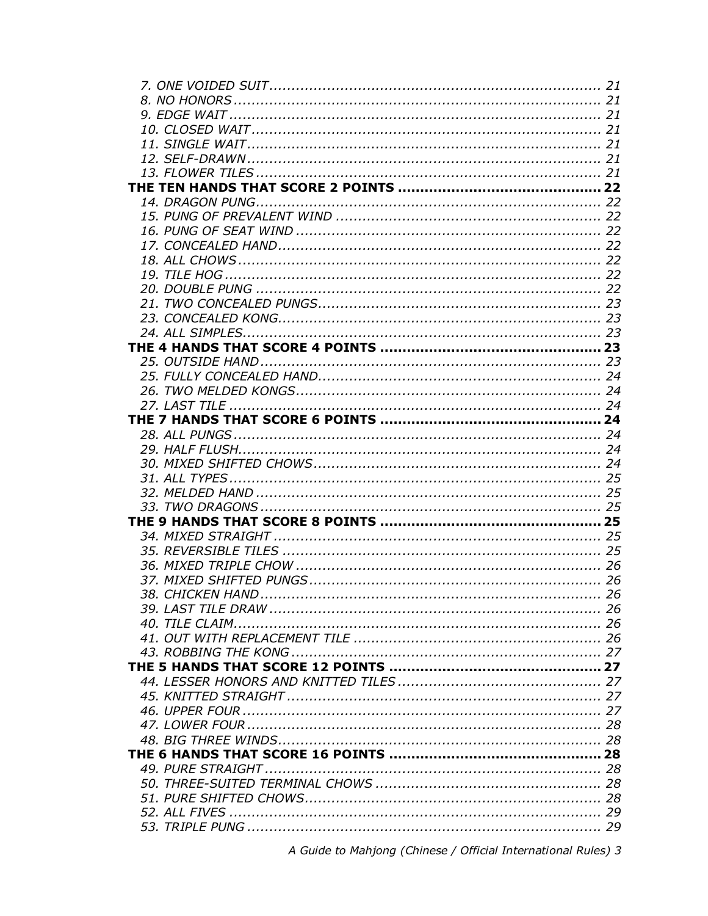*7. ONE VOIDED SUIT* ........................................................................ 21
*8. NO HONORS* .............................................................................. 21
*9. EDGE WAIT* ............................................................................... 21
*10. CLOSED WAIT* ........................................................................... 21
*11. SINGLE WAIT* ........................................................................... 21
*12. SELF-DRAWN* ............................................................................ 21
*13. FLOWER TILES* ......................................................................... 21
**THE TEN HANDS THAT SCORE 2 POINTS** ......................................... 22
*14. DRAGON PUNG* .......................................................................... 22
*15. PUNG OF PREVALENT WIND* ...................................................... 22
*16. PUNG OF SEAT WIND* ............................................................... 22
*17. CONCEALED HAND* ..................................................................... 22
*18. ALL CHOWS* .............................................................................. 22
*19. TILE HOG* ................................................................................ 22
*20. DOUBLE PUNG* .......................................................................... 22
*21. TWO CONCEALED PUNGS* ........................................................... 23
*23. CONCEALED KONG* ..................................................................... 23
*24. ALL SIMPLES* ............................................................................ 23
**THE 4 HANDS THAT SCORE 4 POINTS** ............................................. 23
*25. OUTSIDE HAND* ......................................................................... 23
*25. FULLY CONCEALED HAND* ............................................................ 24
*26. TWO MELDED KONGS* ................................................................. 24
*27. LAST TILE* ............................................................................... 24
**THE 7 HANDS THAT SCORE 6 POINTS** ............................................. 24
*28. ALL PUNGS* .............................................................................. 24
*29. HALF FLUSH* ............................................................................. 24
*30. MIXED SHIFTED CHOWS* ............................................................. 24
*31. ALL TYPES* ............................................................................... 25
*32. MELDED HAND* ........................................................................... 25
*33. TWO DRAGONS* .......................................................................... 25
**THE 9 HANDS THAT SCORE 8 POINTS** ............................................. 25
*34. MIXED STRAIGHT* ...................................................................... 25
*35. REVERSIBLE TILES* .................................................................... 25
*36. MIXED TRIPLE CHOW* ................................................................. 26
*37. MIXED SHIFTED PUNGS* .............................................................. 26
*38. CHICKEN HAND* ......................................................................... 26
*39. LAST TILE DRAW* ....................................................................... 26
*40. TILE CLAIM* .............................................................................. 26
*41. OUT WITH REPLACEMENT TILE* .................................................... 26
*43. ROBBING THE KONG* ................................................................... 27
**THE 5 HANDS THAT SCORE 12 POINTS** ........................................... 27
*44. LESSER HONORS AND KNITTED TILES* .......................................... 27
*45. KNITTED STRAIGHT* ................................................................... 27
*46. UPPER FOUR* ............................................................................. 27
*47. LOWER FOUR* ............................................................................. 28
*48. BIG THREE WINDS* ..................................................................... 28
**THE 6 HANDS THAT SCORE 16 POINTS** ........................................... 28
*49. PURE STRAIGHT* ......................................................................... 28
*50. THREE-SUITED TERMINAL CHOWS* ............................................... 28
*51. PURE SHIFTED CHOWS* ............................................................... 28
*52. ALL FIVES* ................................................................................ 29
*53. TRIPLE PUNG* ............................................................................ 29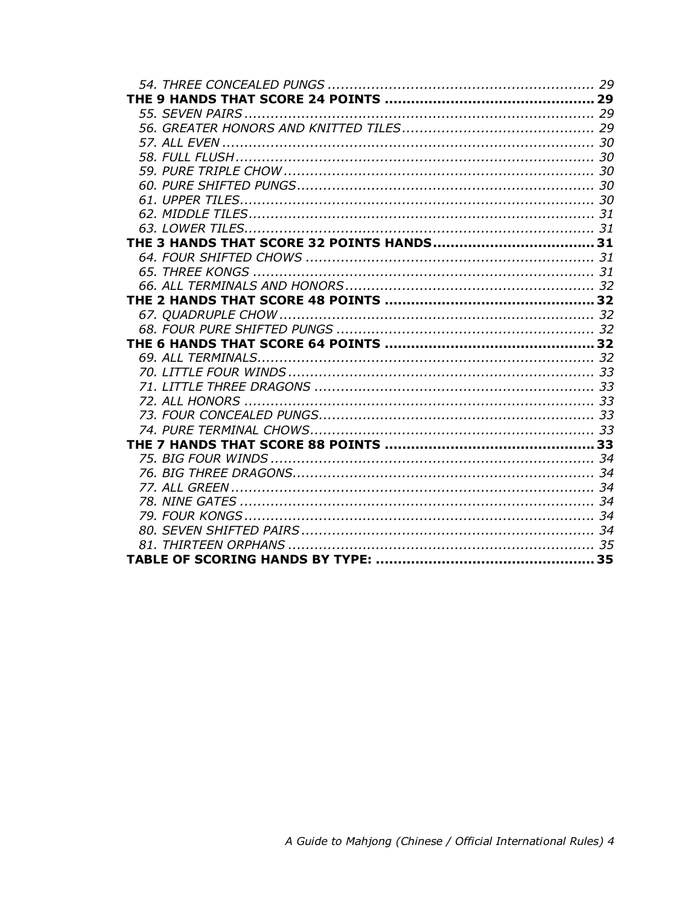*54. THREE CONCEALED PUNGS ............................................................ 29*

**THE 9 HANDS THAT SCORE 24 POINTS ............................................... 29**

*55. SEVEN PAIRS ............................................................................ 29*

*56. GREATER HONORS AND KNITTED TILES ........................................... 29*

*57. ALL EVEN .................................................................................. 30*

*58. FULL FLUSH .............................................................................. 30*

*59. PURE TRIPLE CHOW ..................................................................... 30*

*60. PURE SHIFTED PUNGS ................................................................... 30*

*61. UPPER TILES ............................................................................... 30*

*62. MIDDLE TILES ............................................................................. 31*

*63. LOWER TILES .............................................................................. 31*

**THE 3 HANDS THAT SCORE 32 POINTS HANDS .................................... 31**

*64. FOUR SHIFTED CHOWS ................................................................. 31*

*65. THREE KONGS ............................................................................ 31*

*66. ALL TERMINALS AND HONORS ........................................................ 32*

**THE 2 HANDS THAT SCORE 48 POINTS ............................................... 32**

*67. QUADRUPLE CHOW ....................................................................... 32*

*68. FOUR PURE SHIFTED PUNGS .......................................................... 32*

**THE 6 HANDS THAT SCORE 64 POINTS ............................................... 32**

*69. ALL TERMINALS ........................................................................... 32*

*70. LITTLE FOUR WINDS ..................................................................... 33*

*71. LITTLE THREE DRAGONS ............................................................... 33*

*72. ALL HONORS .............................................................................. 33*

*73. FOUR CONCEALED PUNGS ............................................................. 33*

*74. PURE TERMINAL CHOWS ................................................................ 33*

**THE 7 HANDS THAT SCORE 88 POINTS ............................................... 33**

*75. BIG FOUR WINDS ........................................................................ 34*

*76. BIG THREE DRAGONS .................................................................... 34*

*77. ALL GREEN ................................................................................. 34*

*78. NINE GATES ............................................................................... 34*

*79. FOUR KONGS .............................................................................. 34*

*80. SEVEN SHIFTED PAIRS .................................................................. 34*

*81. THIRTEEN ORPHANS ..................................................................... 35*

**TABLE OF SCORING HANDS BY TYPE: ................................................ 35**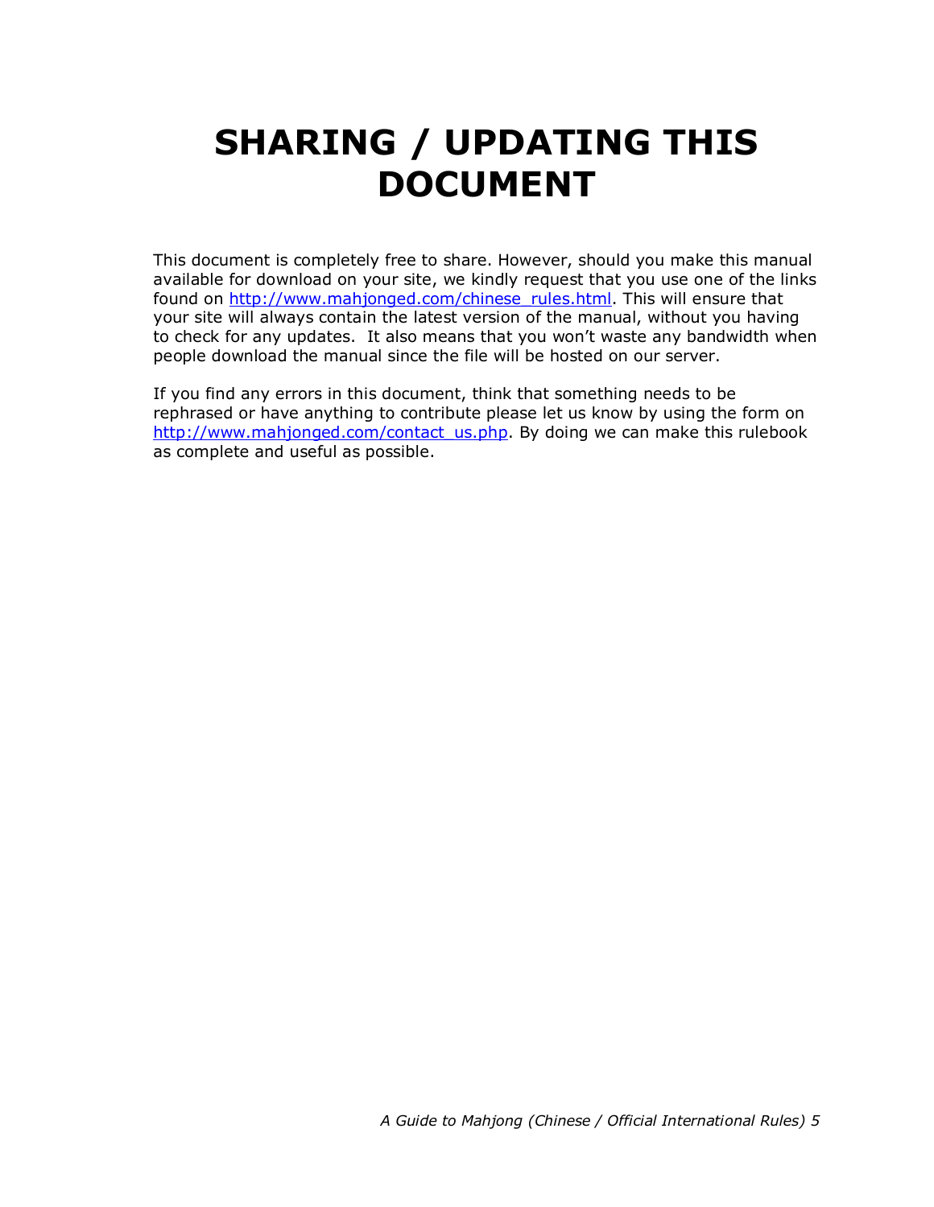# SHARING / UPDATING THIS DOCUMENT

This document is completely free to share. However, should you make this manual available for download on your site, we kindly request that you use one of the links found on http://www.mahjonged.com/chinese_rules.html. This will ensure that your site will always contain the latest version of the manual, without you having to check for any updates. It also means that you won't waste any bandwidth when people download the manual since the file will be hosted on our server.

If you find any errors in this document, think that something needs to be rephrased or have anything to contribute please let us know by using the form on http://www.mahjonged.com/contact_us.php. By doing we can make this rulebook as complete and useful as possible.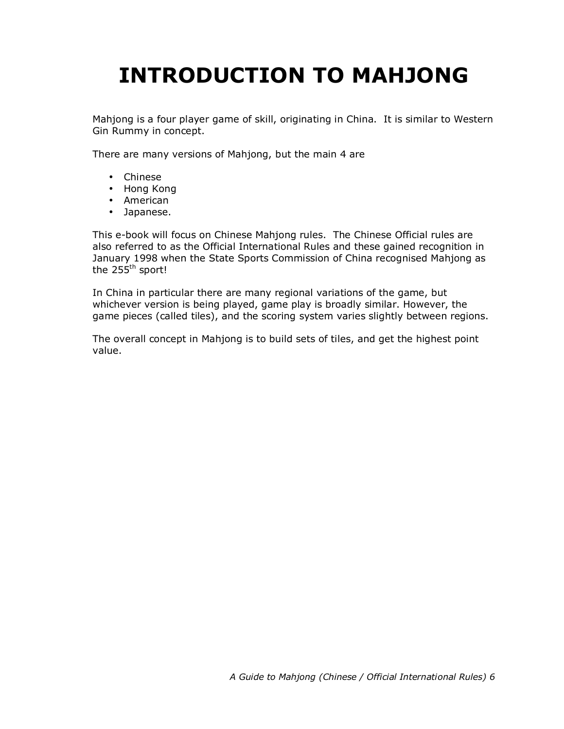# INTRODUCTION TO MAHJONG

Mahjong is a four player game of skill, originating in China. It is similar to Western Gin Rummy in concept.

There are many versions of Mahjong, but the main 4 are

- Chinese
- Hong Kong
- American
- Japanese.

This e-book will focus on Chinese Mahjong rules. The Chinese Official rules are also referred to as the Official International Rules and these gained recognition in January 1998 when the State Sports Commission of China recognised Mahjong as the 255th sport!

In China in particular there are many regional variations of the game, but whichever version is being played, game play is broadly similar. However, the game pieces (called tiles), and the scoring system varies slightly between regions.

The overall concept in Mahjong is to build sets of tiles, and get the highest point value.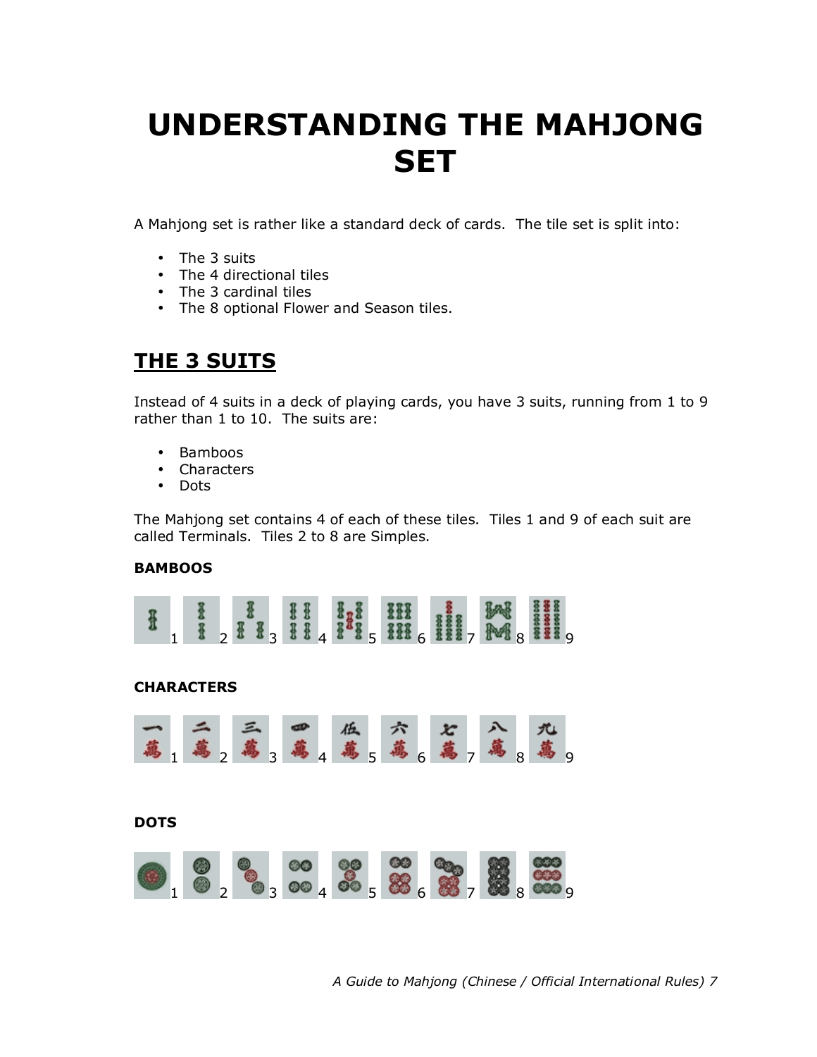# UNDERSTANDING THE MAHJONG SET

A Mahjong set is rather like a standard deck of cards. The tile set is split into:

- The 3 suits
- The 4 directional tiles
- The 3 cardinal tiles
- The 8 optional Flower and Season tiles.

## THE 3 SUITS

Instead of 4 suits in a deck of playing cards, you have 3 suits, running from 1 to 9 rather than 1 to 10. The suits are:

- Bamboos
- Characters
- Dots

The Mahjong set contains 4 of each of these tiles. Tiles 1 and 9 of each suit are called Terminals. Tiles 2 to 8 are Simples.

**BAMBOOS**

1 2 3 4 5 6 7 8 9

**CHARACTERS**

1 2 3 4 5 6 7 8 9

**DOTS**

1 2 3 4 5 6 7 8 9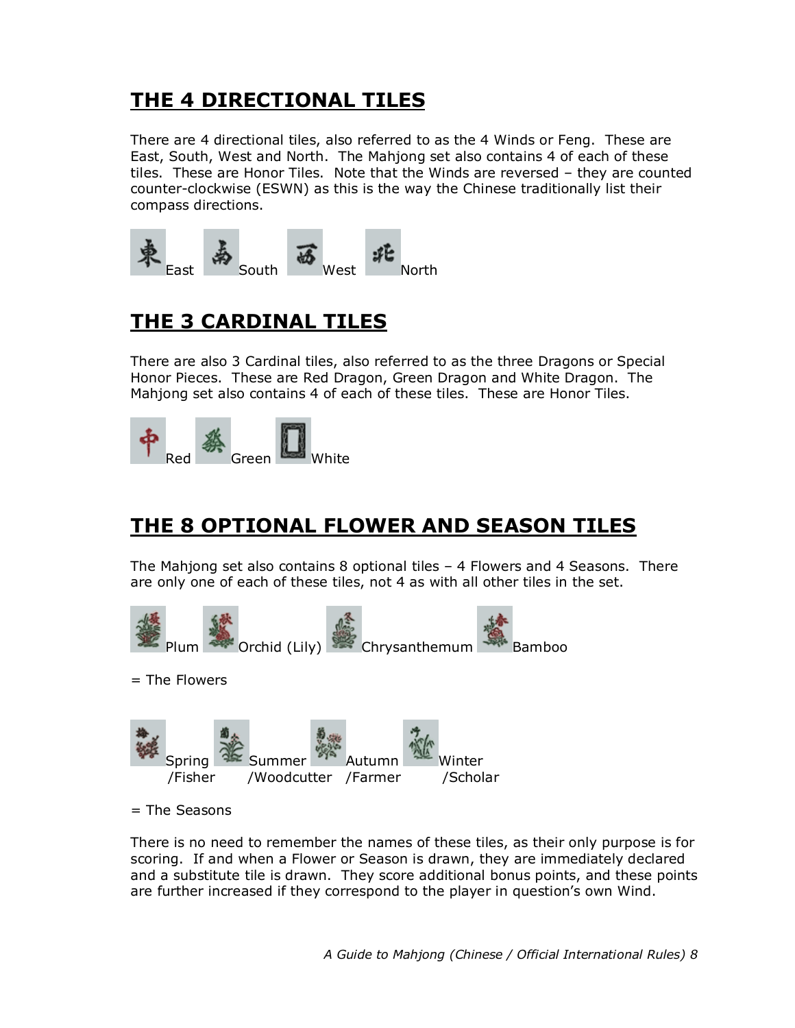## THE 4 DIRECTIONAL TILES

There are 4 directional tiles, also referred to as the 4 Winds or Feng. These are East, South, West and North. The Mahjong set also contains 4 of each of these tiles. These are Honor Tiles. Note that the Winds are reversed – they are counted counter-clockwise (ESWN) as this is the way the Chinese traditionally list their compass directions.

East South West North

## THE 3 CARDINAL TILES

There are also 3 Cardinal tiles, also referred to as the three Dragons or Special Honor Pieces. These are Red Dragon, Green Dragon and White Dragon. The Mahjong set also contains 4 of each of these tiles. These are Honor Tiles.

Red Green White

## THE 8 OPTIONAL FLOWER AND SEASON TILES

The Mahjong set also contains 8 optional tiles – 4 Flowers and 4 Seasons. There are only one of each of these tiles, not 4 as with all other tiles in the set.

Plum Orchid (Lily) Chrysanthemum Bamboo

= The Flowers

Spring /Fisher Summer /Woodcutter Autumn /Farmer Winter /Scholar

= The Seasons

There is no need to remember the names of these tiles, as their only purpose is for scoring. If and when a Flower or Season is drawn, they are immediately declared and a substitute tile is drawn. They score additional bonus points, and these points are further increased if they correspond to the player in question's own Wind.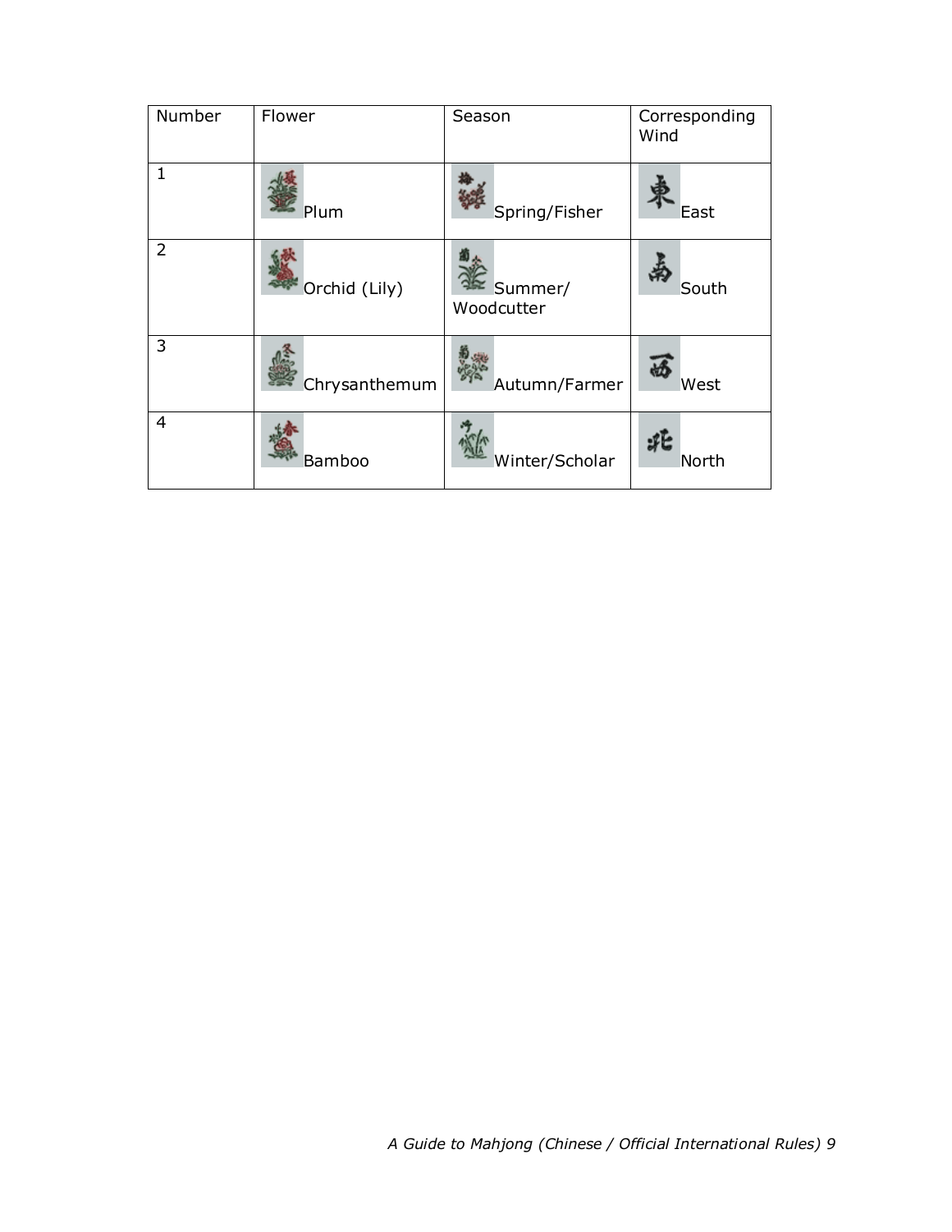| Number | Flower | Season | Corresponding Wind |
| --- | --- | --- | --- |
| 1 | Plum | Spring/Fisher | East |
| 2 | Orchid (Lily) | Summer/ Woodcutter | South |
| 3 | Chrysanthemum | Autumn/Farmer | West |
| 4 | Bamboo | Winter/Scholar | North |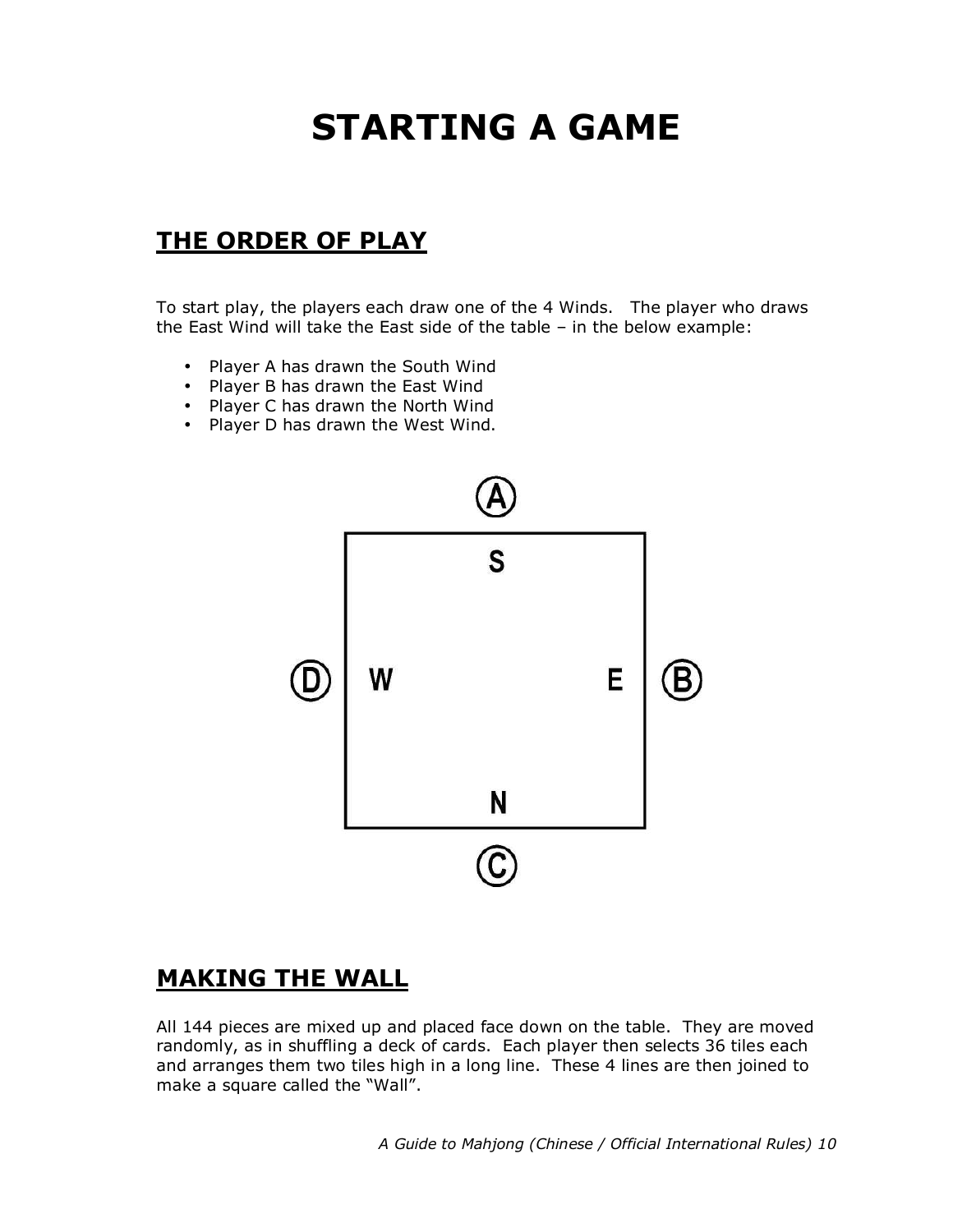# STARTING A GAME

## THE ORDER OF PLAY

To start play, the players each draw one of the 4 Winds. The player who draws the East Wind will take the East side of the table – in the below example:

- Player A has drawn the South Wind
- Player B has drawn the East Wind
- Player C has drawn the North Wind
- Player D has drawn the West Wind.

## MAKING THE WALL

All 144 pieces are mixed up and placed face down on the table. They are moved randomly, as in shuffling a deck of cards. Each player then selects 36 tiles each and arranges them two tiles high in a long line. These 4 lines are then joined to make a square called the "Wall".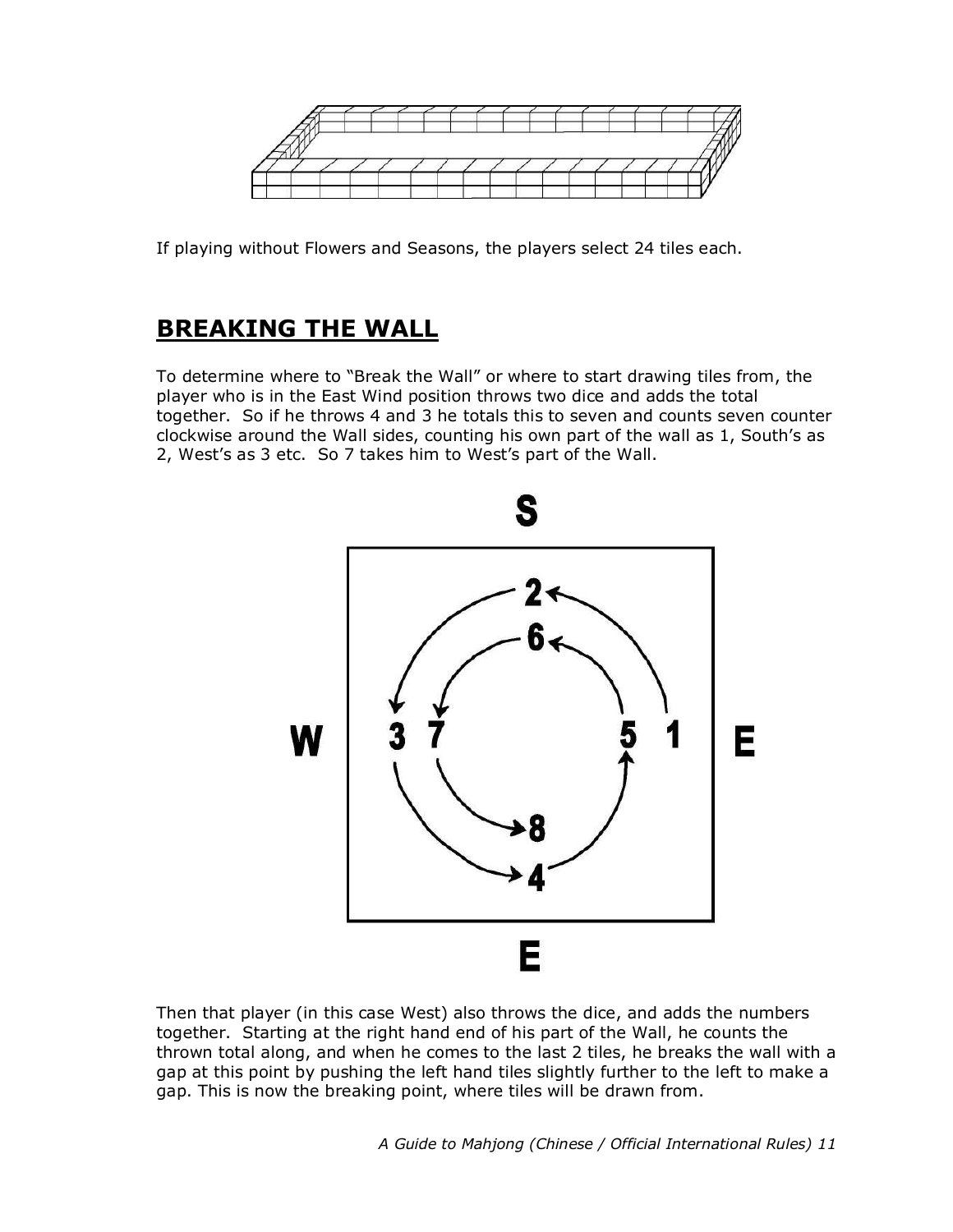If playing without Flowers and Seasons, the players select 24 tiles each.

## BREAKING THE WALL

To determine where to "Break the Wall" or where to start drawing tiles from, the player who is in the East Wind position throws two dice and adds the total together. So if he throws 4 and 3 he totals this to seven and counts seven counter clockwise around the Wall sides, counting his own part of the wall as 1, South's as 2, West's as 3 etc. So 7 takes him to West's part of the Wall.

Then that player (in this case West) also throws the dice, and adds the numbers together. Starting at the right hand end of his part of the Wall, he counts the thrown total along, and when he comes to the last 2 tiles, he breaks the wall with a gap at this point by pushing the left hand tiles slightly further to the left to make a gap. This is now the breaking point, where tiles will be drawn from.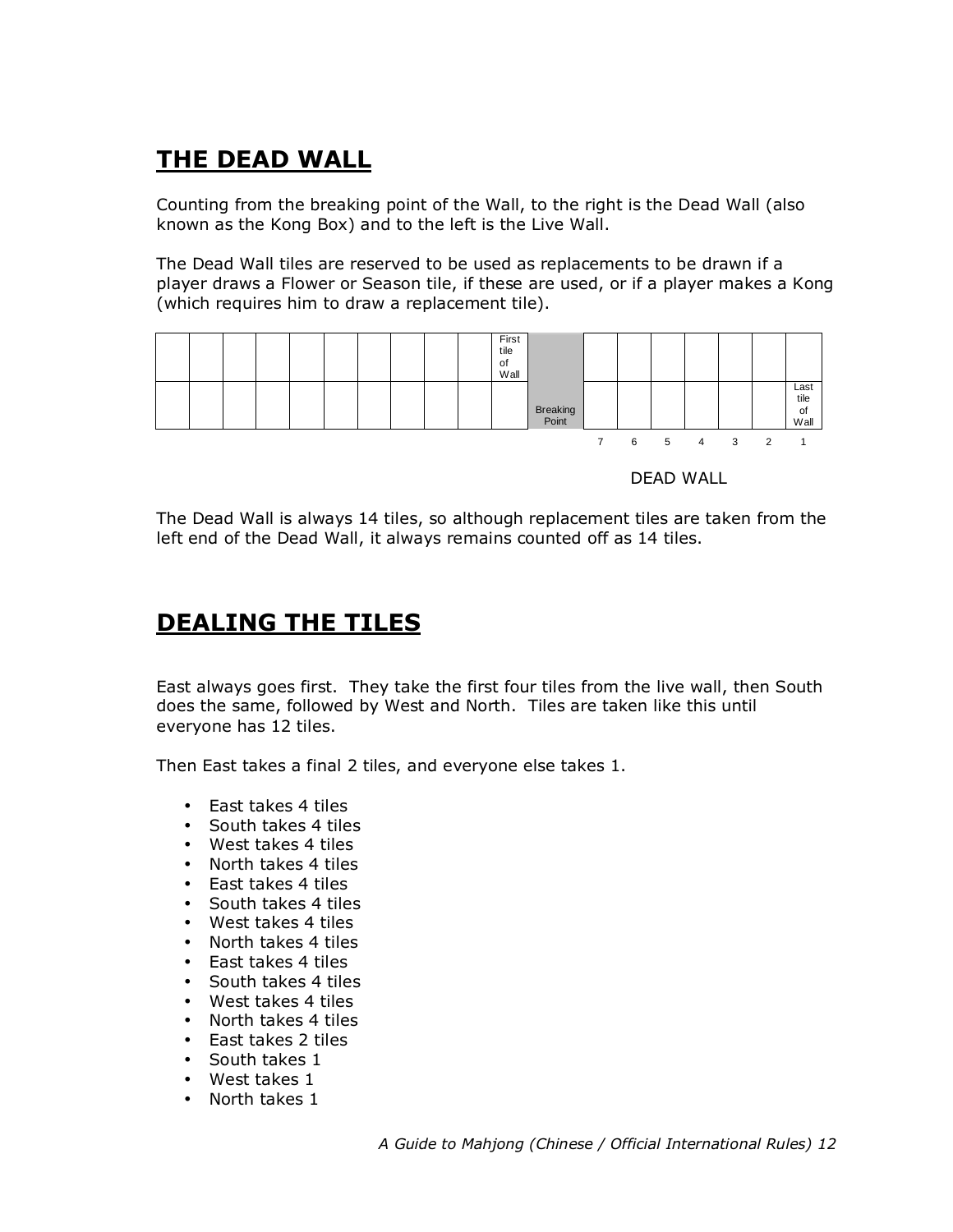## THE DEAD WALL

Counting from the breaking point of the Wall, to the right is the Dead Wall (also known as the Kong Box) and to the left is the Live Wall.

The Dead Wall tiles are reserved to be used as replacements to be drawn if a player draws a Flower or Season tile, if these are used, or if a player makes a Kong (which requires him to draw a replacement tile).

| | | | | | | | | | | First tile of Wall | | | | | | | | |
|---|---|---|---|---|---|---|---|---|---|---|---|---|---|---|---|---|---|---|
| | | | | | | | | | | | Breaking Point | | | | | | | Last tile of Wall |
| | | | | | | | | | | | | 7 | 6 | 5 | 4 | 3 | 2 | 1 |

DEAD WALL

The Dead Wall is always 14 tiles, so although replacement tiles are taken from the left end of the Dead Wall, it always remains counted off as 14 tiles.

## DEALING THE TILES

East always goes first. They take the first four tiles from the live wall, then South does the same, followed by West and North. Tiles are taken like this until everyone has 12 tiles.

Then East takes a final 2 tiles, and everyone else takes 1.

- East takes 4 tiles
- South takes 4 tiles
- West takes 4 tiles
- North takes 4 tiles
- East takes 4 tiles
- South takes 4 tiles
- West takes 4 tiles
- North takes 4 tiles
- East takes 4 tiles
- South takes 4 tiles
- West takes 4 tiles
- North takes 4 tiles
- East takes 2 tiles
- South takes 1
- West takes 1
- North takes 1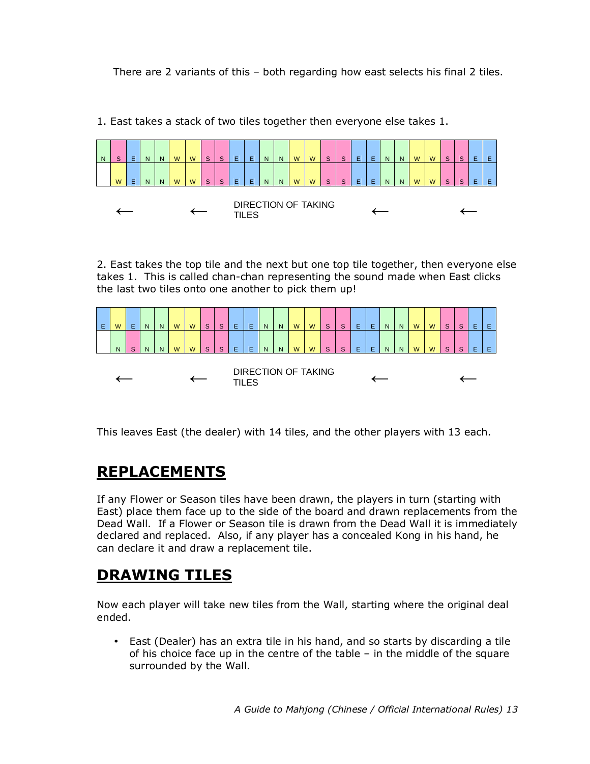There are 2 variants of this – both regarding how east selects his final 2 tiles.

1. East takes a stack of two tiles together then everyone else takes 1.

| N | S | E | N | N | W | W | S | S | E | E | N | N | W | W | S | S | E | E | N | N | W | W | S | S | E | E |
|---|---|---|---|---|---|---|---|---|---|---|---|---|---|---|---|---|---|---|---|---|---|---|---|---|---|---|
|  | W | E | N | N | W | W | S | S | E | E | N | N | W | W | S | S | E | E | N | N | W | W | S | S | E | E |

← ← DIRECTION OF TAKING TILES ← ←

2. East takes the top tile and the next but one top tile together, then everyone else takes 1. This is called chan-chan representing the sound made when East clicks the last two tiles onto one another to pick them up!

| E | W | E | N | N | W | W | S | S | E | E | N | N | W | W | S | S | E | E | N | N | W | W | S | S | E | E |
|---|---|---|---|---|---|---|---|---|---|---|---|---|---|---|---|---|---|---|---|---|---|---|---|---|---|---|
|  | N | S | N | N | W | W | S | S | E | E | N | N | W | W | S | S | E | E | N | N | W | W | S | S | E | E |

← ← DIRECTION OF TAKING TILES ← ←

This leaves East (the dealer) with 14 tiles, and the other players with 13 each.

## REPLACEMENTS

If any Flower or Season tiles have been drawn, the players in turn (starting with East) place them face up to the side of the board and drawn replacements from the Dead Wall. If a Flower or Season tile is drawn from the Dead Wall it is immediately declared and replaced. Also, if any player has a concealed Kong in his hand, he can declare it and draw a replacement tile.

## DRAWING TILES

Now each player will take new tiles from the Wall, starting where the original deal ended.

- East (Dealer) has an extra tile in his hand, and so starts by discarding a tile of his choice face up in the centre of the table – in the middle of the square surrounded by the Wall.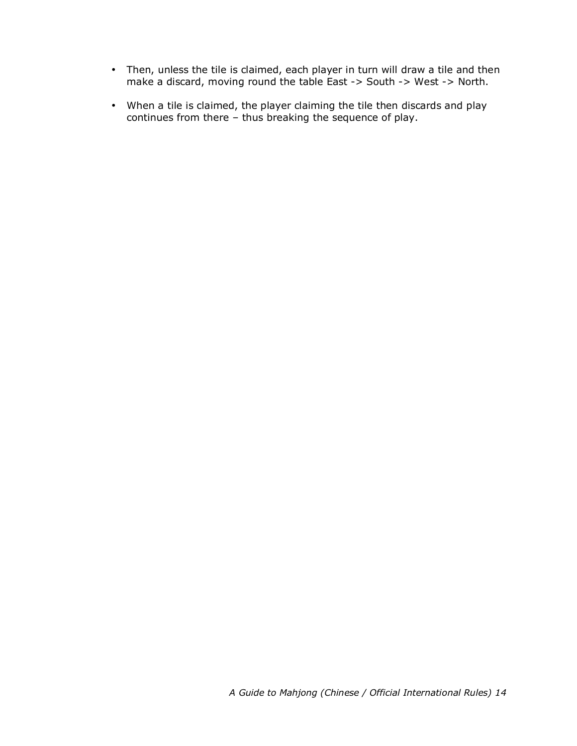- Then, unless the tile is claimed, each player in turn will draw a tile and then make a discard, moving round the table East -> South -> West -> North.
- When a tile is claimed, the player claiming the tile then discards and play continues from there – thus breaking the sequence of play.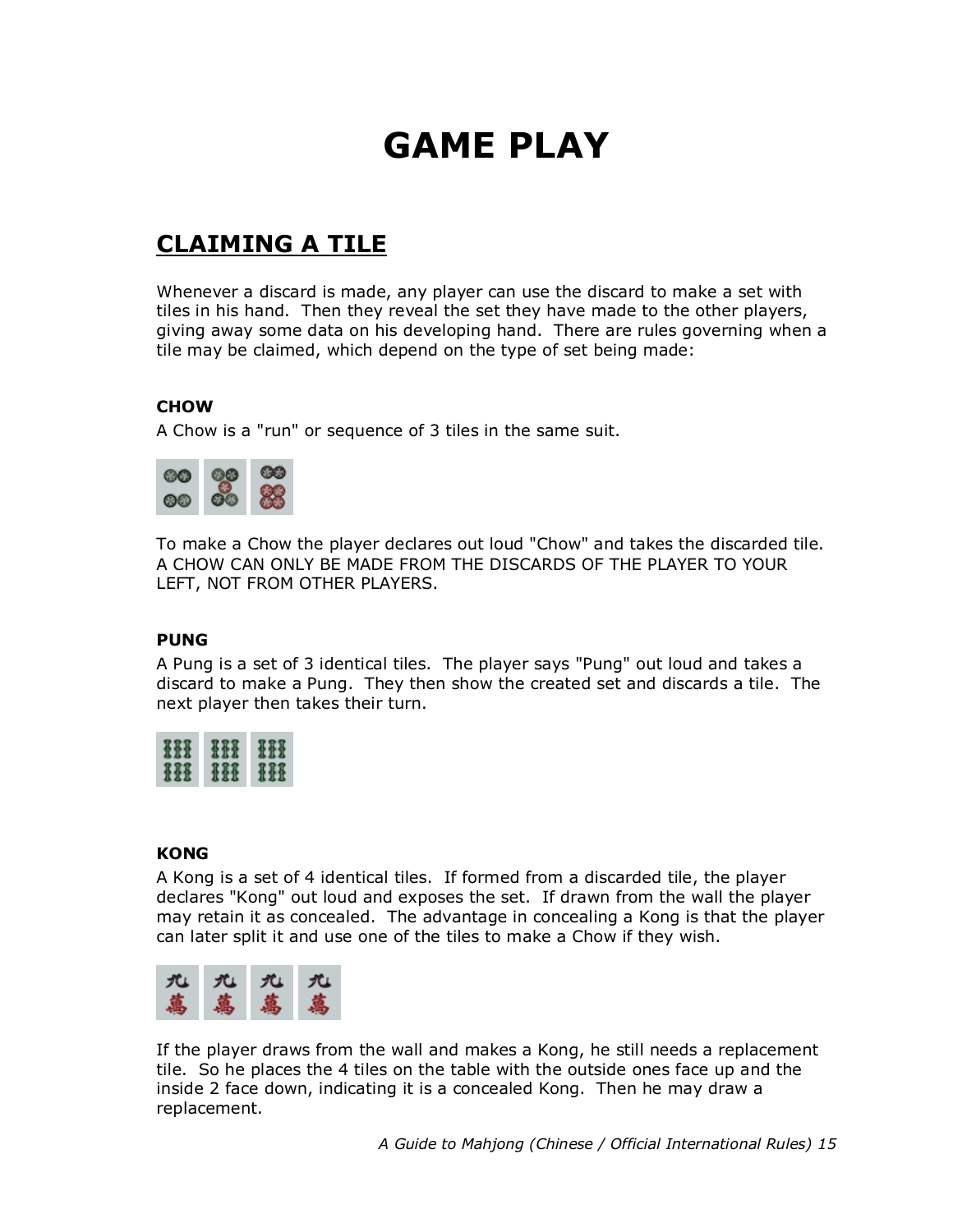# GAME PLAY

## CLAIMING A TILE

Whenever a discard is made, any player can use the discard to make a set with tiles in his hand. Then they reveal the set they have made to the other players, giving away some data on his developing hand. There are rules governing when a tile may be claimed, which depend on the type of set being made:

### CHOW

A Chow is a "run" or sequence of 3 tiles in the same suit.

To make a Chow the player declares out loud "Chow" and takes the discarded tile. A CHOW CAN ONLY BE MADE FROM THE DISCARDS OF THE PLAYER TO YOUR LEFT, NOT FROM OTHER PLAYERS.

### PUNG

A Pung is a set of 3 identical tiles. The player says "Pung" out loud and takes a discard to make a Pung. They then show the created set and discards a tile. The next player then takes their turn.

### KONG

A Kong is a set of 4 identical tiles. If formed from a discarded tile, the player declares "Kong" out loud and exposes the set. If drawn from the wall the player may retain it as concealed. The advantage in concealing a Kong is that the player can later split it and use one of the tiles to make a Chow if they wish.

If the player draws from the wall and makes a Kong, he still needs a replacement tile. So he places the 4 tiles on the table with the outside ones face up and the inside 2 face down, indicating it is a concealed Kong. Then he may draw a replacement.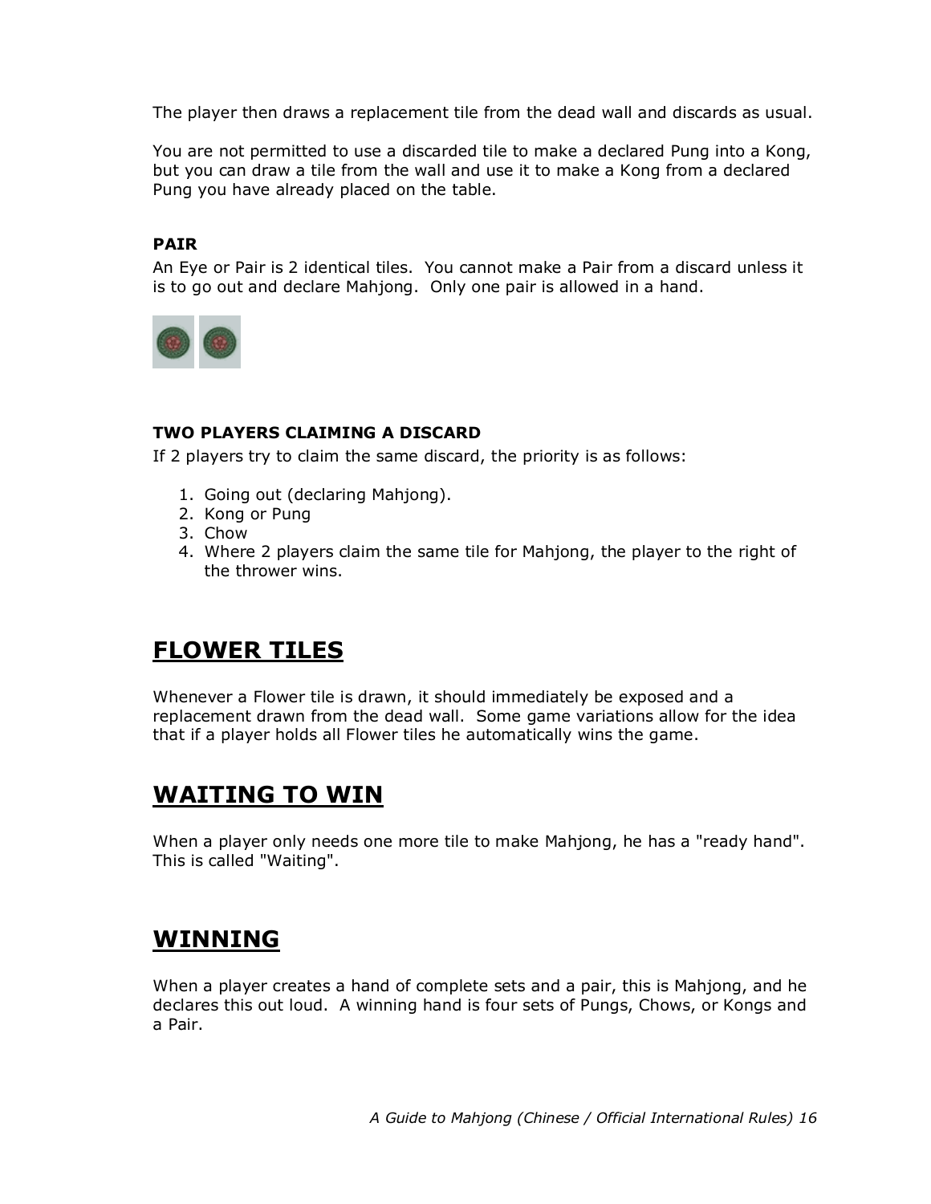The player then draws a replacement tile from the dead wall and discards as usual.

You are not permitted to use a discarded tile to make a declared Pung into a Kong, but you can draw a tile from the wall and use it to make a Kong from a declared Pung you have already placed on the table.

### PAIR

An Eye or Pair is 2 identical tiles. You cannot make a Pair from a discard unless it is to go out and declare Mahjong. Only one pair is allowed in a hand.

### TWO PLAYERS CLAIMING A DISCARD

If 2 players try to claim the same discard, the priority is as follows:

1. Going out (declaring Mahjong).
2. Kong or Pung
3. Chow
4. Where 2 players claim the same tile for Mahjong, the player to the right of the thrower wins.

## FLOWER TILES

Whenever a Flower tile is drawn, it should immediately be exposed and a replacement drawn from the dead wall. Some game variations allow for the idea that if a player holds all Flower tiles he automatically wins the game.

## WAITING TO WIN

When a player only needs one more tile to make Mahjong, he has a "ready hand". This is called "Waiting".

## WINNING

When a player creates a hand of complete sets and a pair, this is Mahjong, and he declares this out loud. A winning hand is four sets of Pungs, Chows, or Kongs and a Pair.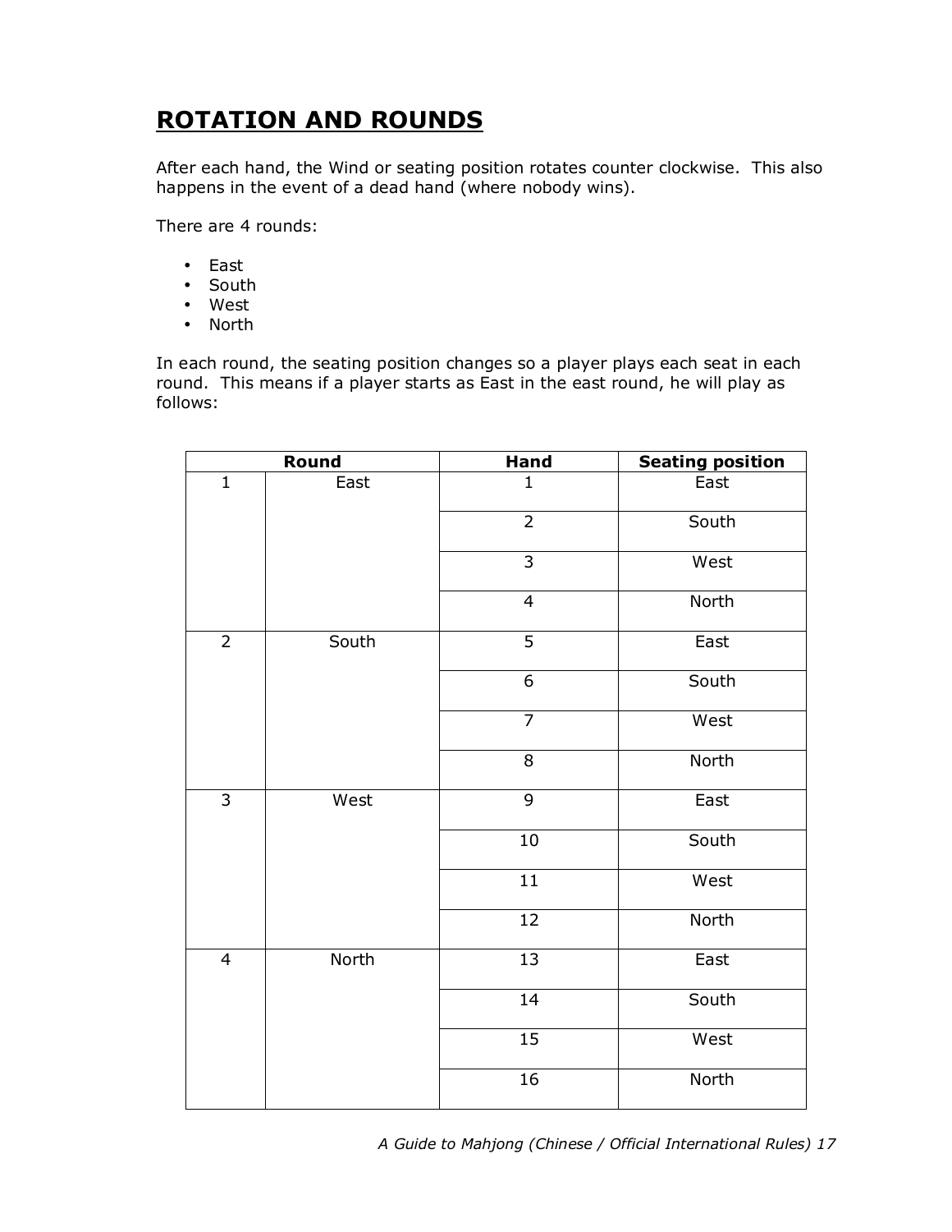## ROTATION AND ROUNDS

After each hand, the Wind or seating position rotates counter clockwise. This also happens in the event of a dead hand (where nobody wins).

There are 4 rounds:

- East
- South
- West
- North

In each round, the seating position changes so a player plays each seat in each round. This means if a player starts as East in the east round, he will play as follows:

| Round | | Hand | Seating position |
|---|---|---|---|
| 1 | East | 1 | East |
| | | 2 | South |
| | | 3 | West |
| | | 4 | North |
| 2 | South | 5 | East |
| | | 6 | South |
| | | 7 | West |
| | | 8 | North |
| 3 | West | 9 | East |
| | | 10 | South |
| | | 11 | West |
| | | 12 | North |
| 4 | North | 13 | East |
| | | 14 | South |
| | | 15 | West |
| | | 16 | North |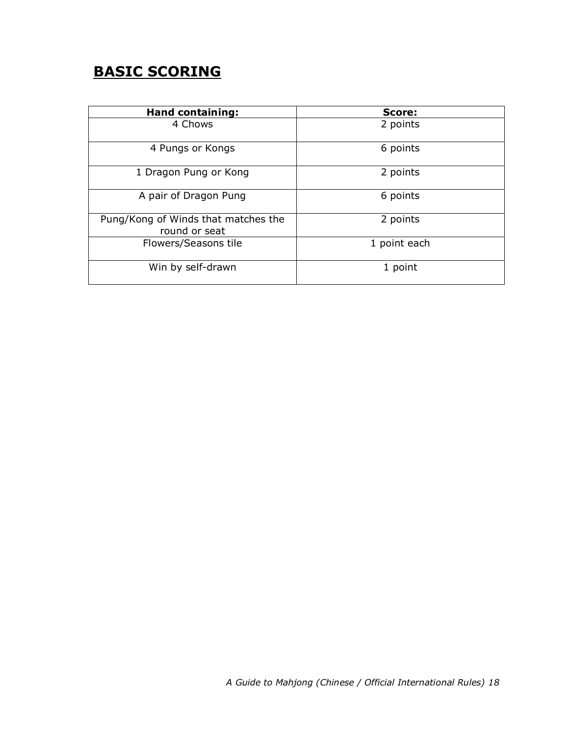## BASIC SCORING

| Hand containing: | Score: |
|---|---|
| 4 Chows | 2 points |
| 4 Pungs or Kongs | 6 points |
| 1 Dragon Pung or Kong | 2 points |
| A pair of Dragon Pung | 6 points |
| Pung/Kong of Winds that matches the round or seat | 2 points |
| Flowers/Seasons tile | 1 point each |
| Win by self-drawn | 1 point |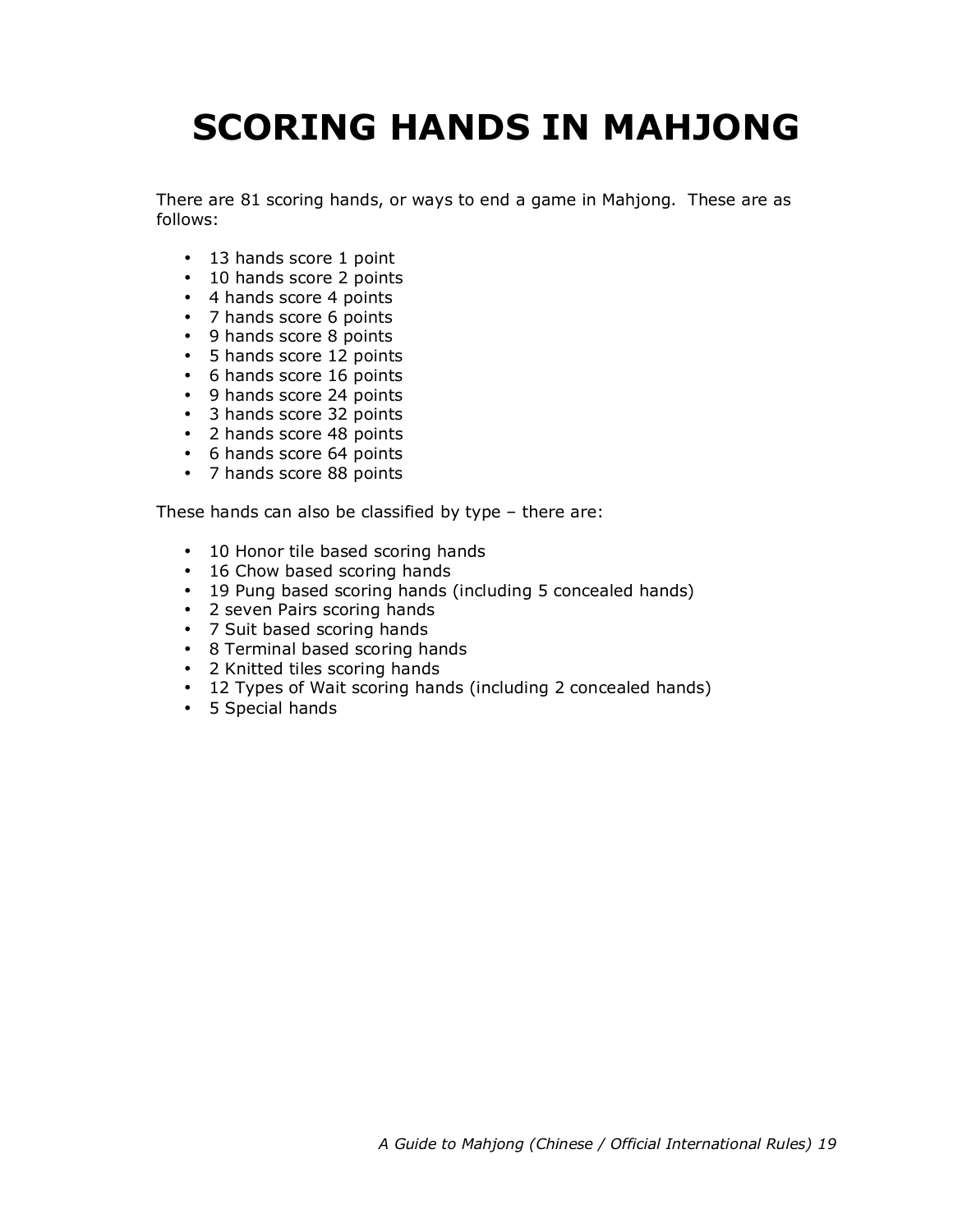# SCORING HANDS IN MAHJONG

There are 81 scoring hands, or ways to end a game in Mahjong. These are as follows:

- 13 hands score 1 point
- 10 hands score 2 points
- 4 hands score 4 points
- 7 hands score 6 points
- 9 hands score 8 points
- 5 hands score 12 points
- 6 hands score 16 points
- 9 hands score 24 points
- 3 hands score 32 points
- 2 hands score 48 points
- 6 hands score 64 points
- 7 hands score 88 points

These hands can also be classified by type – there are:

- 10 Honor tile based scoring hands
- 16 Chow based scoring hands
- 19 Pung based scoring hands (including 5 concealed hands)
- 2 seven Pairs scoring hands
- 7 Suit based scoring hands
- 8 Terminal based scoring hands
- 2 Knitted tiles scoring hands
- 12 Types of Wait scoring hands (including 2 concealed hands)
- 5 Special hands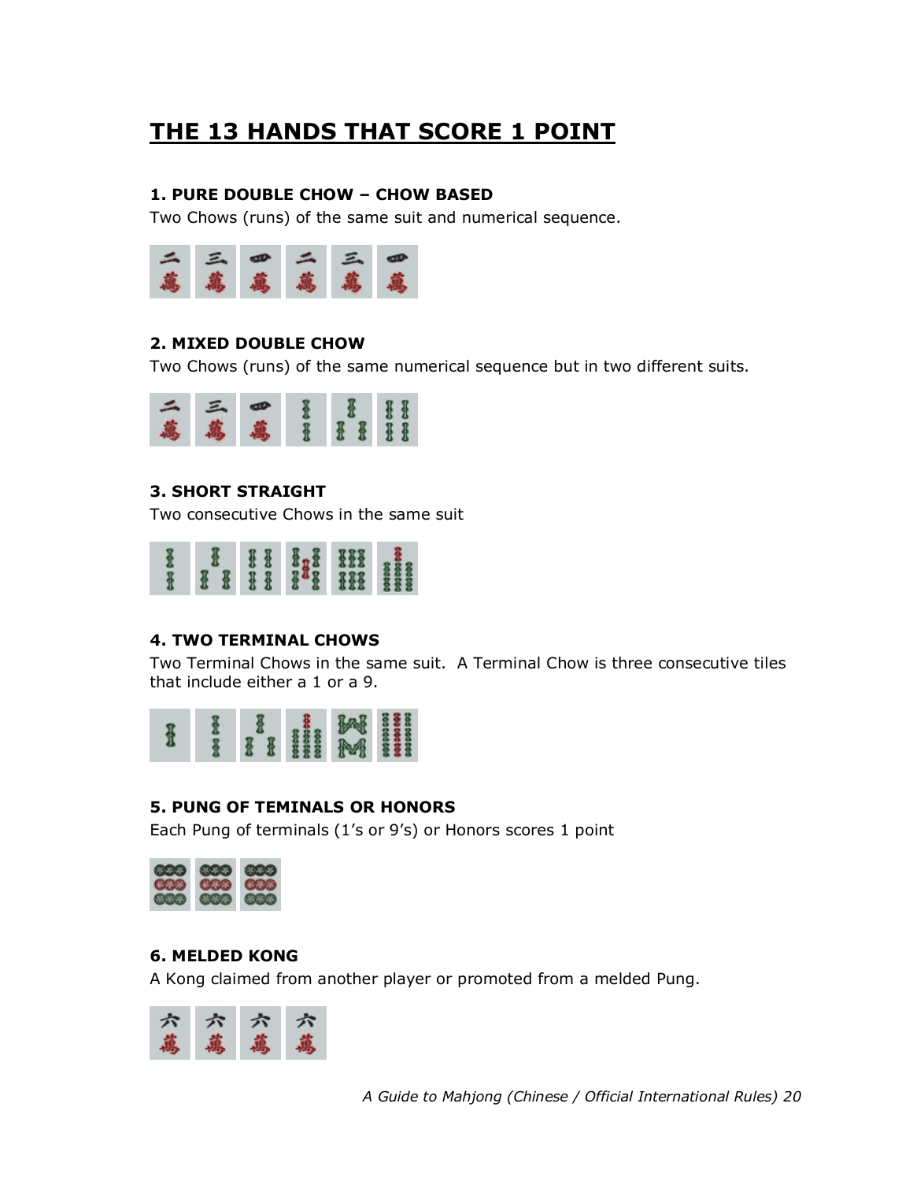# THE 13 HANDS THAT SCORE 1 POINT

**1. PURE DOUBLE CHOW – CHOW BASED**

Two Chows (runs) of the same suit and numerical sequence.

**2. MIXED DOUBLE CHOW**

Two Chows (runs) of the same numerical sequence but in two different suits.

**3. SHORT STRAIGHT**

Two consecutive Chows in the same suit

**4. TWO TERMINAL CHOWS**

Two Terminal Chows in the same suit. A Terminal Chow is three consecutive tiles that include either a 1 or a 9.

**5. PUNG OF TEMINALS OR HONORS**

Each Pung of terminals (1's or 9's) or Honors scores 1 point

**6. MELDED KONG**

A Kong claimed from another player or promoted from a melded Pung.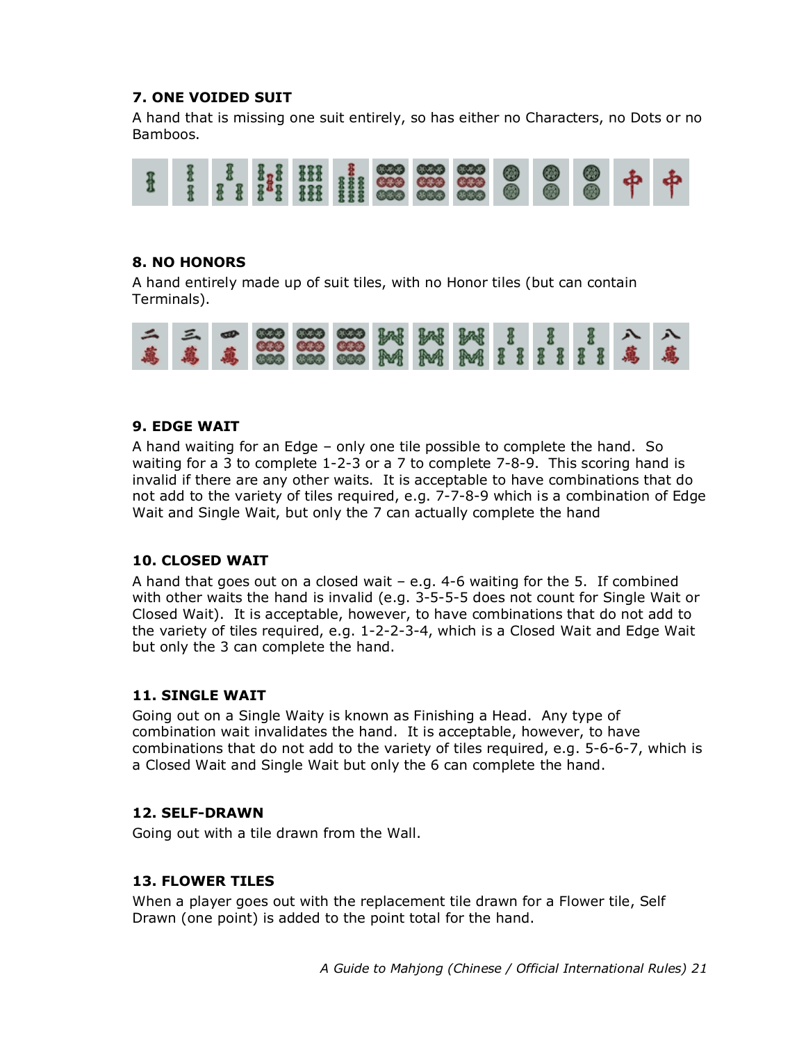**7. ONE VOIDED SUIT**

A hand that is missing one suit entirely, so has either no Characters, no Dots or no Bamboos.

**8. NO HONORS**

A hand entirely made up of suit tiles, with no Honor tiles (but can contain Terminals).

**9. EDGE WAIT**

A hand waiting for an Edge – only one tile possible to complete the hand. So waiting for a 3 to complete 1-2-3 or a 7 to complete 7-8-9. This scoring hand is invalid if there are any other waits. It is acceptable to have combinations that do not add to the variety of tiles required, e.g. 7-7-8-9 which is a combination of Edge Wait and Single Wait, but only the 7 can actually complete the hand

**10. CLOSED WAIT**

A hand that goes out on a closed wait – e.g. 4-6 waiting for the 5. If combined with other waits the hand is invalid (e.g. 3-5-5-5 does not count for Single Wait or Closed Wait). It is acceptable, however, to have combinations that do not add to the variety of tiles required, e.g. 1-2-2-3-4, which is a Closed Wait and Edge Wait but only the 3 can complete the hand.

**11. SINGLE WAIT**

Going out on a Single Waity is known as Finishing a Head. Any type of combination wait invalidates the hand. It is acceptable, however, to have combinations that do not add to the variety of tiles required, e.g. 5-6-6-7, which is a Closed Wait and Single Wait but only the 6 can complete the hand.

**12. SELF-DRAWN**

Going out with a tile drawn from the Wall.

**13. FLOWER TILES**

When a player goes out with the replacement tile drawn for a Flower tile, Self Drawn (one point) is added to the point total for the hand.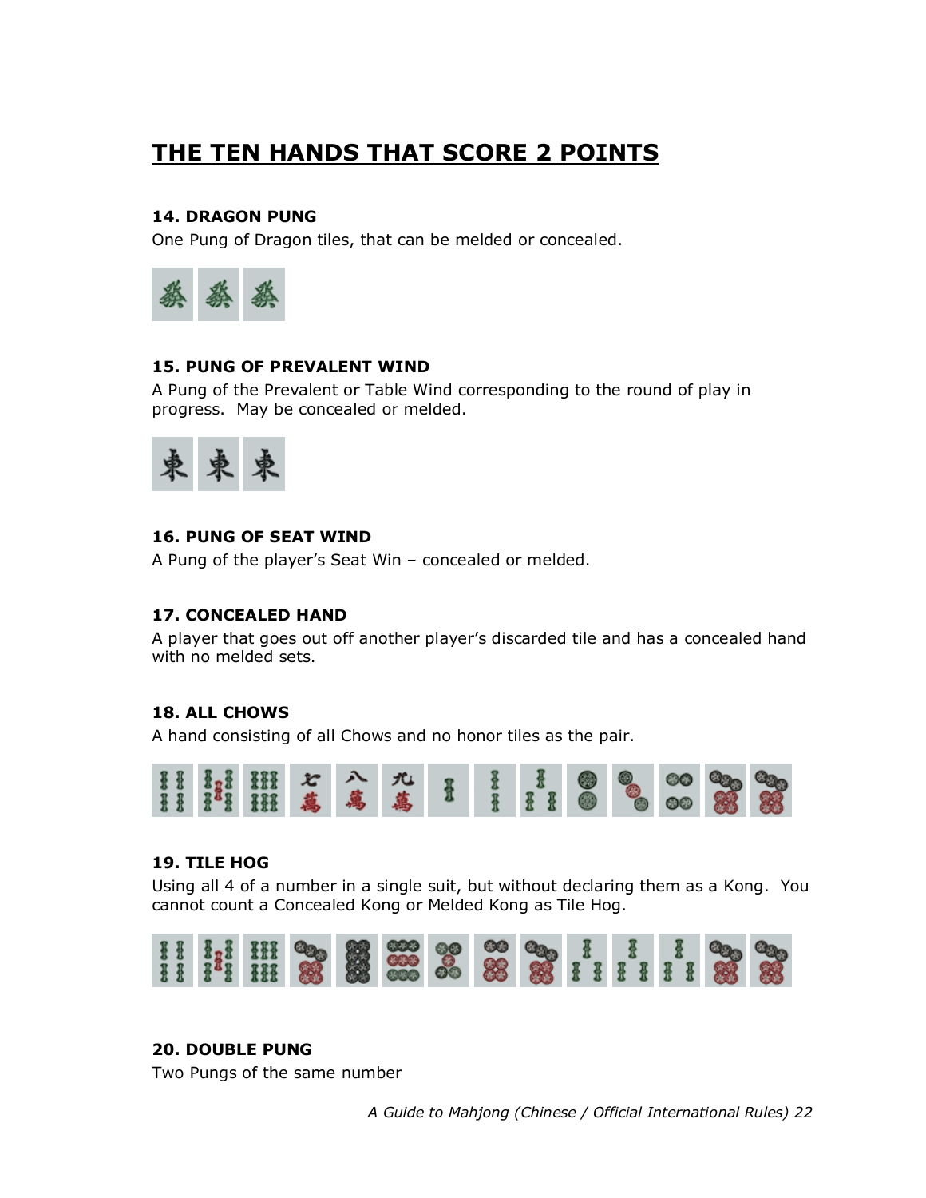# THE TEN HANDS THAT SCORE 2 POINTS

### 14. DRAGON PUNG

One Pung of Dragon tiles, that can be melded or concealed.

### 15. PUNG OF PREVALENT WIND

A Pung of the Prevalent or Table Wind corresponding to the round of play in progress.  May be concealed or melded.

### 16. PUNG OF SEAT WIND

A Pung of the player's Seat Win – concealed or melded.

### 17. CONCEALED HAND

A player that goes out off another player's discarded tile and has a concealed hand with no melded sets.

### 18. ALL CHOWS

A hand consisting of all Chows and no honor tiles as the pair.

### 19. TILE HOG

Using all 4 of a number in a single suit, but without declaring them as a Kong.  You cannot count a Concealed Kong or Melded Kong as Tile Hog.

### 20. DOUBLE PUNG

Two Pungs of the same number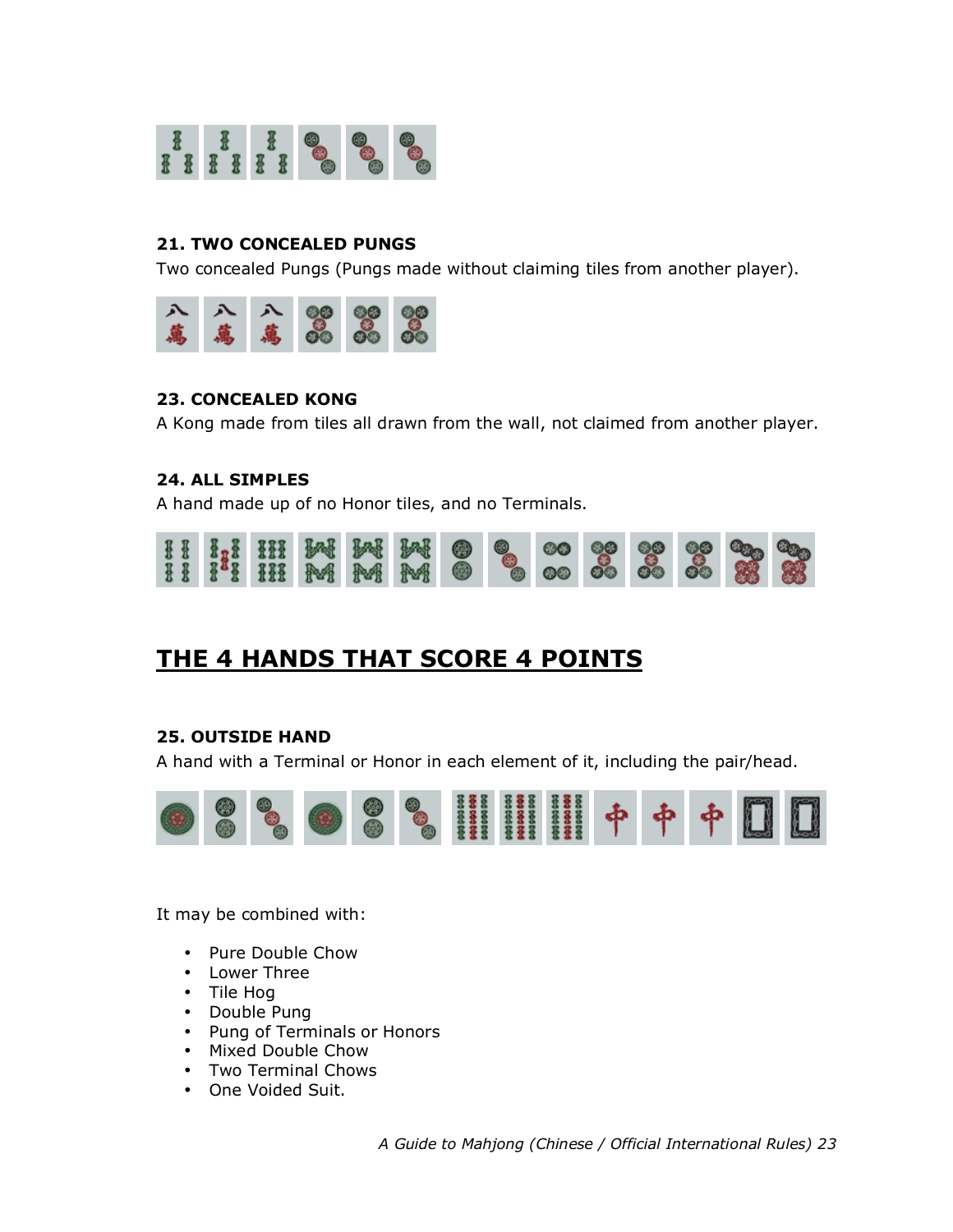**21. TWO CONCEALED PUNGS**

Two concealed Pungs (Pungs made without claiming tiles from another player).

**23. CONCEALED KONG**

A Kong made from tiles all drawn from the wall, not claimed from another player.

**24. ALL SIMPLES**

A hand made up of no Honor tiles, and no Terminals.

## THE 4 HANDS THAT SCORE 4 POINTS

**25. OUTSIDE HAND**

A hand with a Terminal or Honor in each element of it, including the pair/head.

It may be combined with:

- Pure Double Chow
- Lower Three
- Tile Hog
- Double Pung
- Pung of Terminals or Honors
- Mixed Double Chow
- Two Terminal Chows
- One Voided Suit.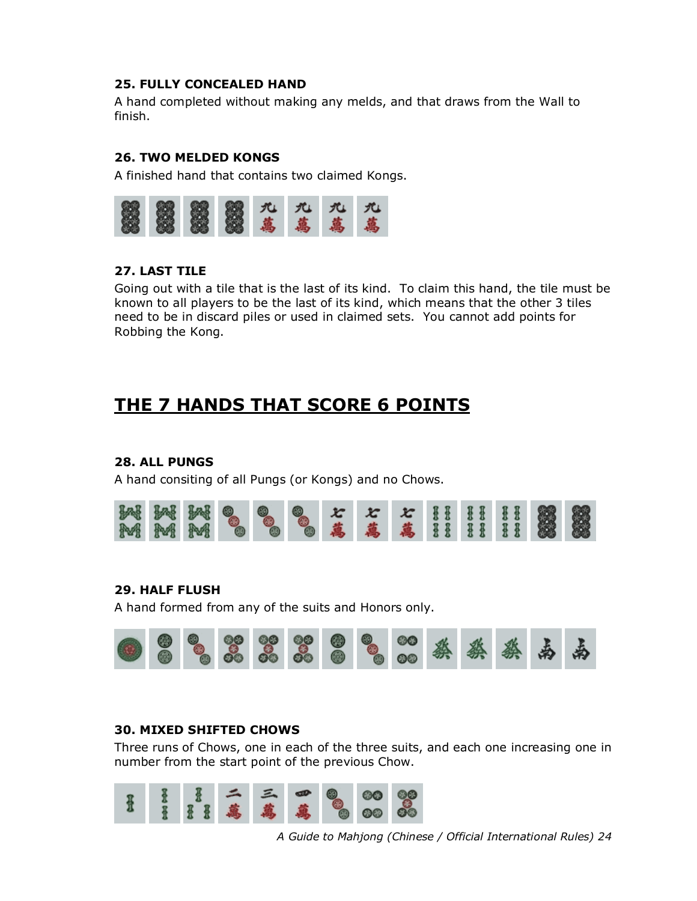**25. FULLY CONCEALED HAND**

A hand completed without making any melds, and that draws from the Wall to finish.

**26. TWO MELDED KONGS**

A finished hand that contains two claimed Kongs.

**27. LAST TILE**

Going out with a tile that is the last of its kind. To claim this hand, the tile must be known to all players to be the last of its kind, which means that the other 3 tiles need to be in discard piles or used in claimed sets. You cannot add points for Robbing the Kong.

## THE 7 HANDS THAT SCORE 6 POINTS

**28. ALL PUNGS**

A hand consiting of all Pungs (or Kongs) and no Chows.

**29. HALF FLUSH**

A hand formed from any of the suits and Honors only.

**30. MIXED SHIFTED CHOWS**

Three runs of Chows, one in each of the three suits, and each one increasing one in number from the start point of the previous Chow.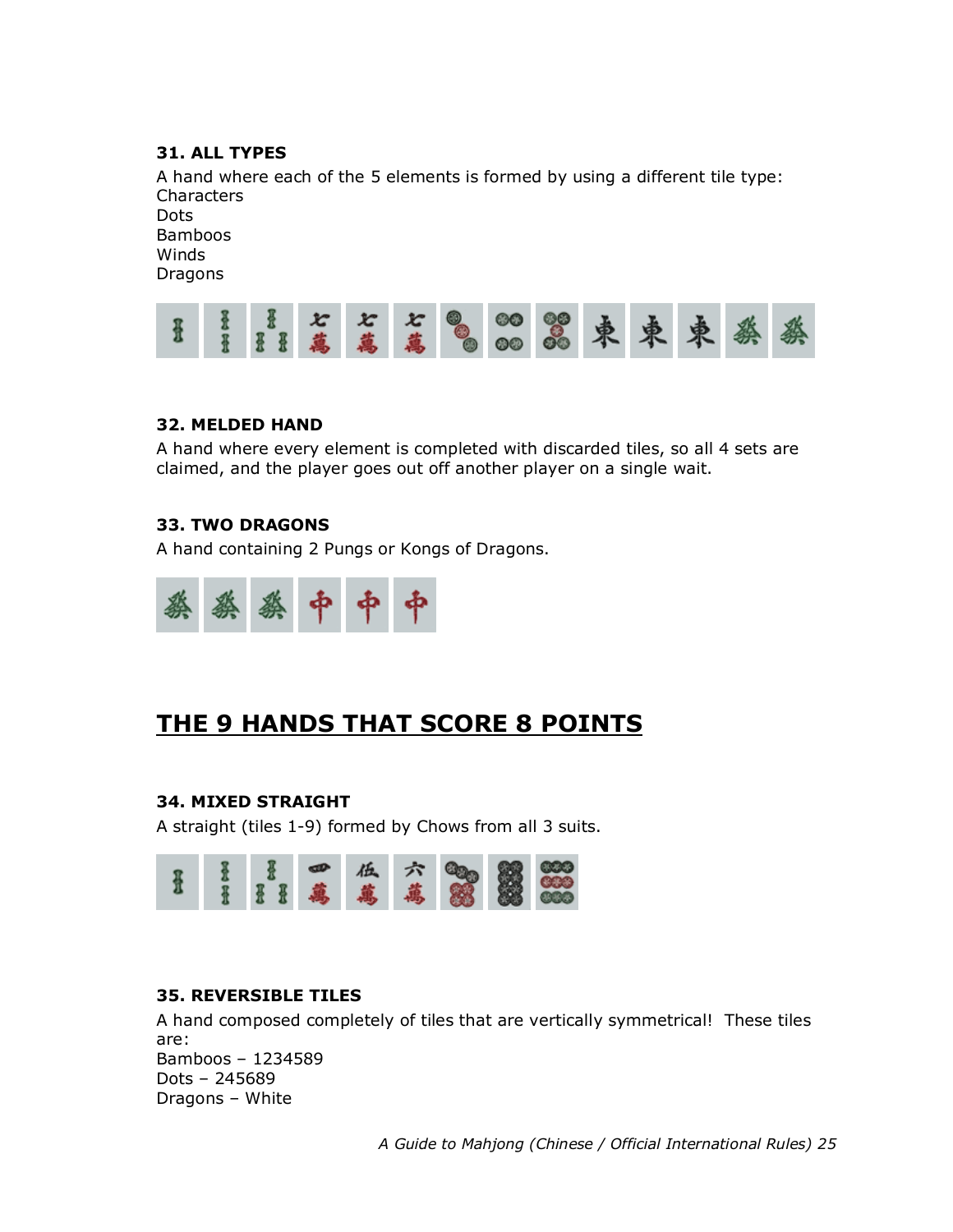### 31. ALL TYPES

A hand where each of the 5 elements is formed by using a different tile type:
Characters
Dots
Bamboos
Winds
Dragons

### 32. MELDED HAND

A hand where every element is completed with discarded tiles, so all 4 sets are claimed, and the player goes out off another player on a single wait.

### 33. TWO DRAGONS

A hand containing 2 Pungs or Kongs of Dragons.

## THE 9 HANDS THAT SCORE 8 POINTS

### 34. MIXED STRAIGHT

A straight (tiles 1-9) formed by Chows from all 3 suits.

### 35. REVERSIBLE TILES

A hand composed completely of tiles that are vertically symmetrical! These tiles are:
Bamboos – 1234589
Dots – 245689
Dragons – White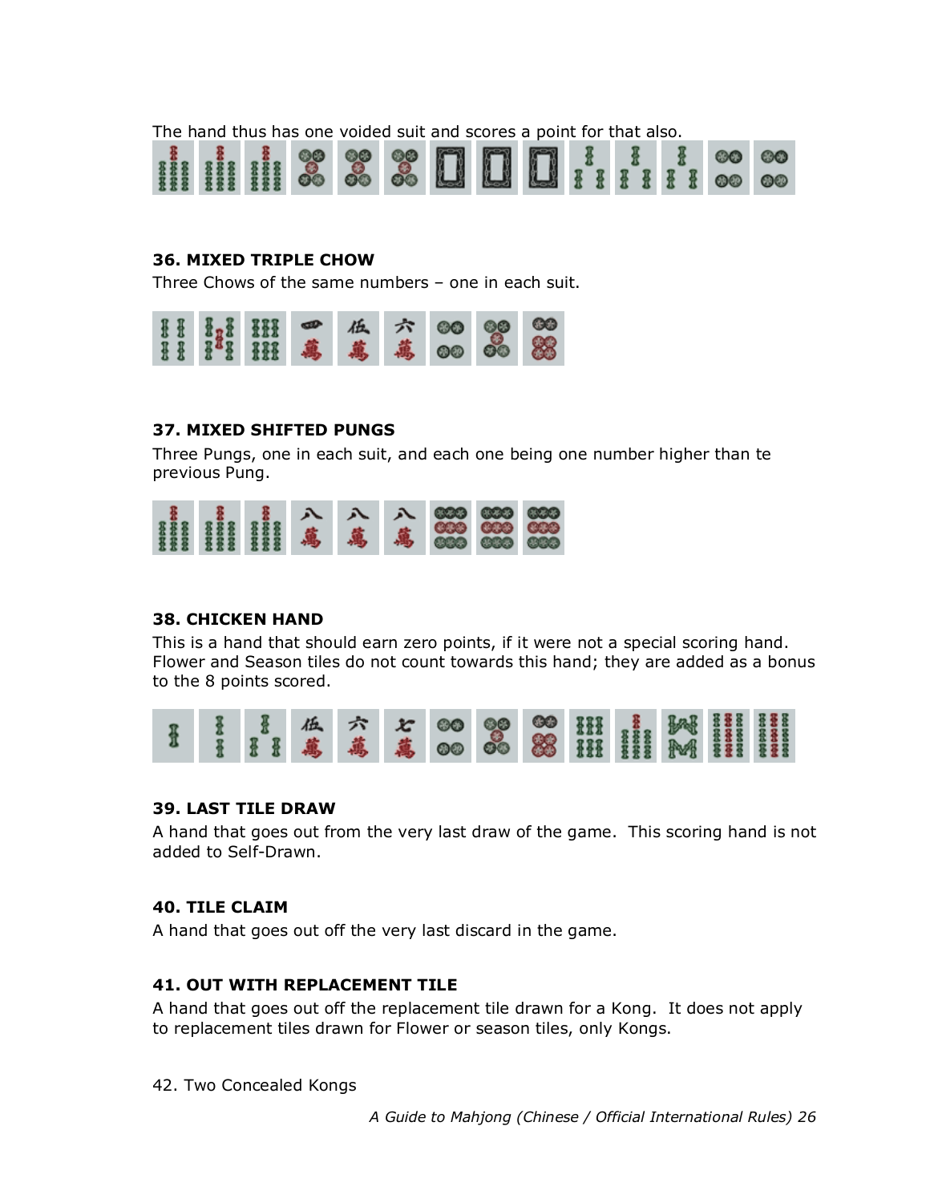The hand thus has one voided suit and scores a point for that also.

### 36. MIXED TRIPLE CHOW

Three Chows of the same numbers – one in each suit.

### 37. MIXED SHIFTED PUNGS

Three Pungs, one in each suit, and each one being one number higher than te previous Pung.

### 38. CHICKEN HAND

This is a hand that should earn zero points, if it were not a special scoring hand. Flower and Season tiles do not count towards this hand; they are added as a bonus to the 8 points scored.

### 39. LAST TILE DRAW

A hand that goes out from the very last draw of the game.  This scoring hand is not added to Self-Drawn.

### 40. TILE CLAIM

A hand that goes out off the very last discard in the game.

### 41. OUT WITH REPLACEMENT TILE

A hand that goes out off the replacement tile drawn for a Kong.  It does not apply to replacement tiles drawn for Flower or season tiles, only Kongs.

42. Two Concealed Kongs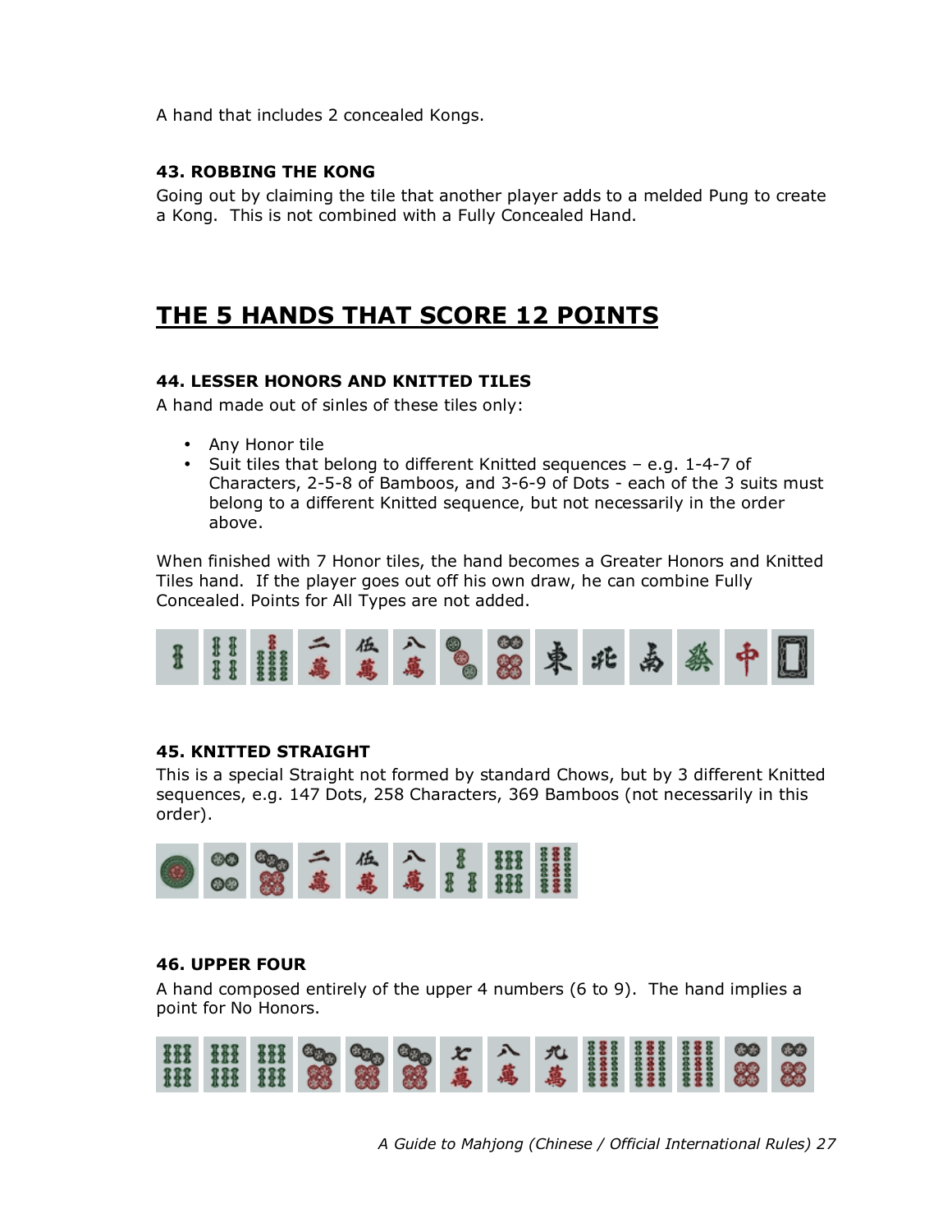A hand that includes 2 concealed Kongs.

### 43. ROBBING THE KONG

Going out by claiming the tile that another player adds to a melded Pung to create a Kong. This is not combined with a Fully Concealed Hand.

## THE 5 HANDS THAT SCORE 12 POINTS

### 44. LESSER HONORS AND KNITTED TILES

A hand made out of sinles of these tiles only:

- Any Honor tile
- Suit tiles that belong to different Knitted sequences – e.g. 1-4-7 of Characters, 2-5-8 of Bamboos, and 3-6-9 of Dots - each of the 3 suits must belong to a different Knitted sequence, but not necessarily in the order above.

When finished with 7 Honor tiles, the hand becomes a Greater Honors and Knitted Tiles hand. If the player goes out off his own draw, he can combine Fully Concealed. Points for All Types are not added.

### 45. KNITTED STRAIGHT

This is a special Straight not formed by standard Chows, but by 3 different Knitted sequences, e.g. 147 Dots, 258 Characters, 369 Bamboos (not necessarily in this order).

### 46. UPPER FOUR

A hand composed entirely of the upper 4 numbers (6 to 9). The hand implies a point for No Honors.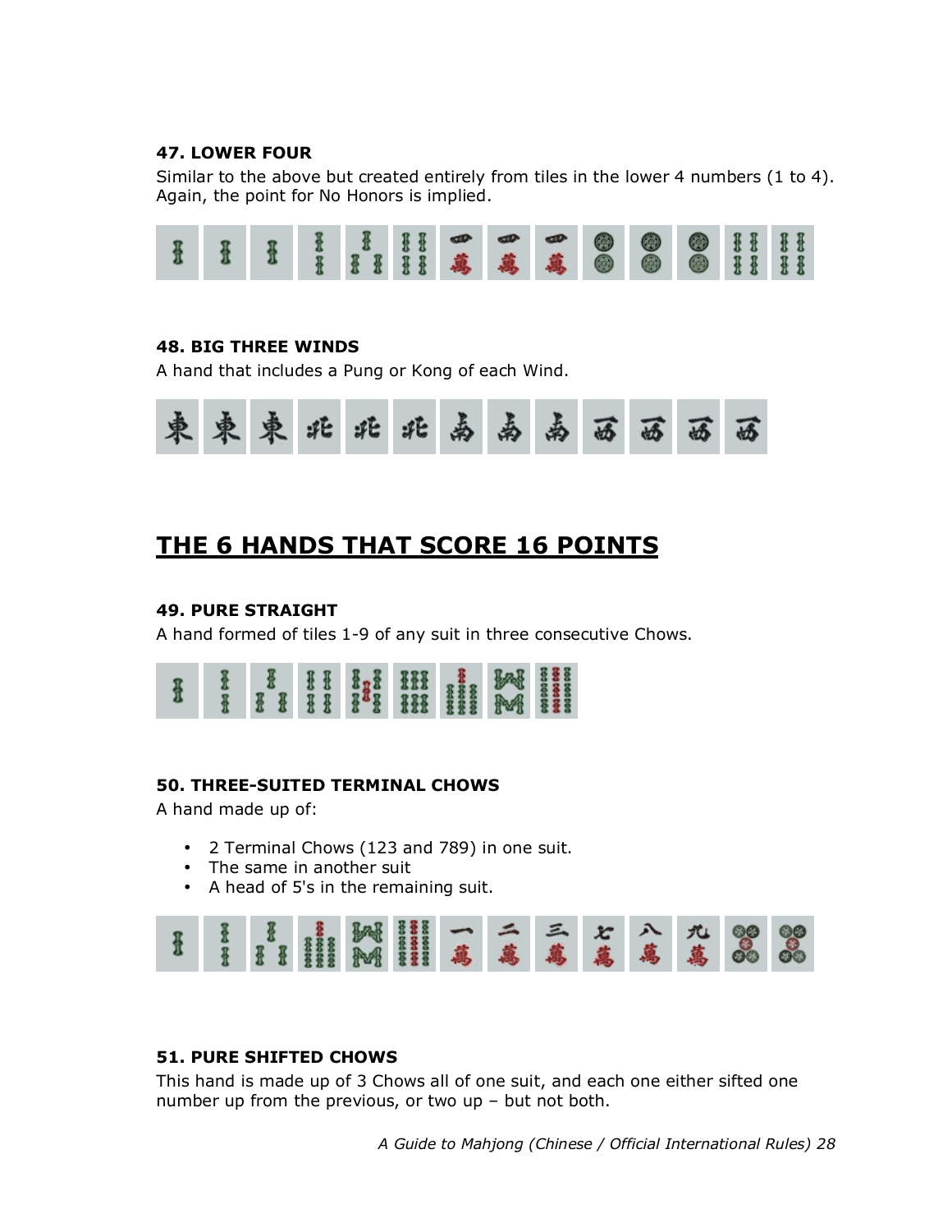**47. LOWER FOUR**

Similar to the above but created entirely from tiles in the lower 4 numbers (1 to 4). Again, the point for No Honors is implied.

**48. BIG THREE WINDS**

A hand that includes a Pung or Kong of each Wind.

## THE 6 HANDS THAT SCORE 16 POINTS

**49. PURE STRAIGHT**

A hand formed of tiles 1-9 of any suit in three consecutive Chows.

**50. THREE-SUITED TERMINAL CHOWS**

A hand made up of:

- 2 Terminal Chows (123 and 789) in one suit.
- The same in another suit
- A head of 5's in the remaining suit.

**51. PURE SHIFTED CHOWS**

This hand is made up of 3 Chows all of one suit, and each one either sifted one number up from the previous, or two up – but not both.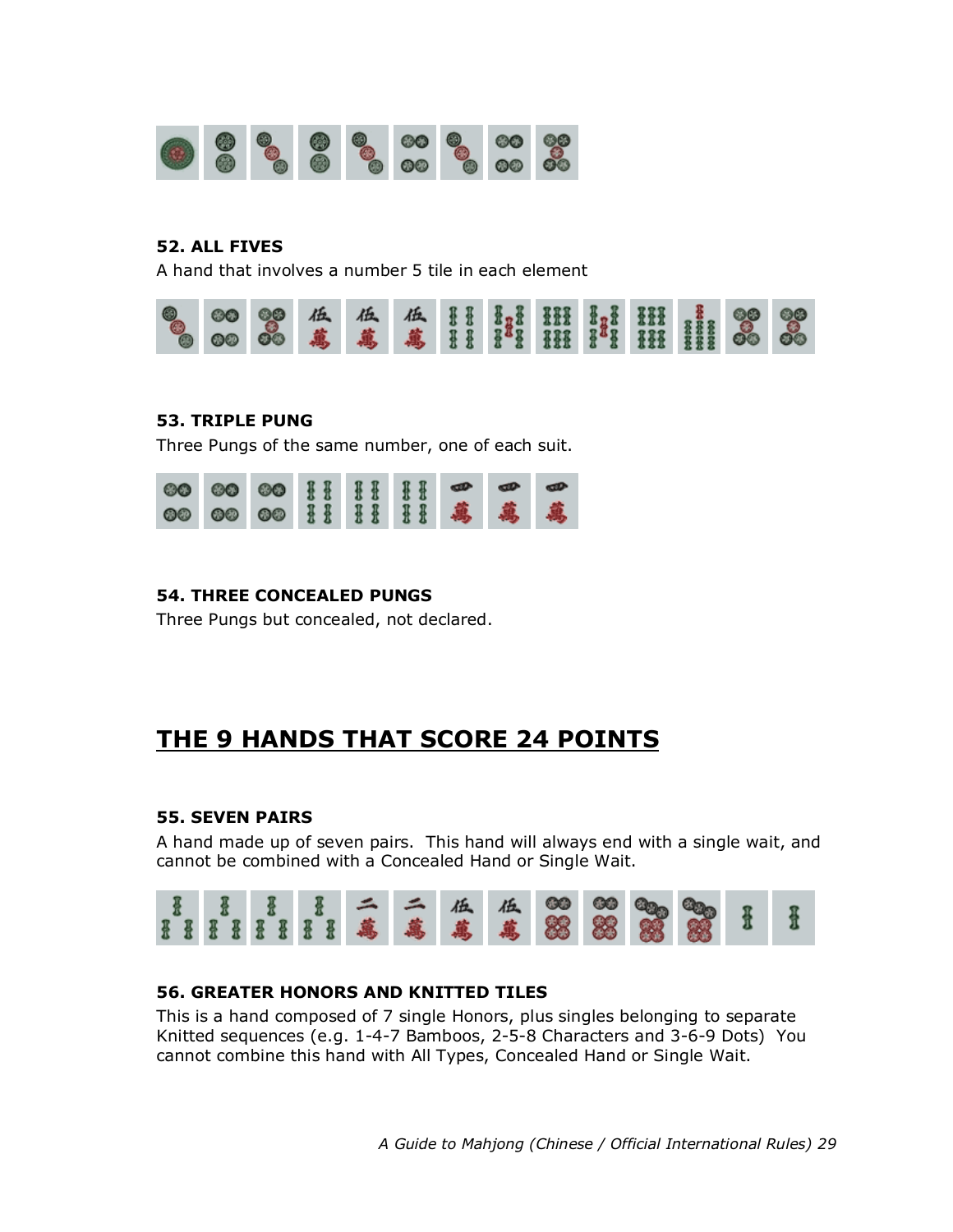**52. ALL FIVES**

A hand that involves a number 5 tile in each element

**53. TRIPLE PUNG**

Three Pungs of the same number, one of each suit.

**54. THREE CONCEALED PUNGS**

Three Pungs but concealed, not declared.

## THE 9 HANDS THAT SCORE 24 POINTS

**55. SEVEN PAIRS**

A hand made up of seven pairs. This hand will always end with a single wait, and cannot be combined with a Concealed Hand or Single Wait.

**56. GREATER HONORS AND KNITTED TILES**

This is a hand composed of 7 single Honors, plus singles belonging to separate Knitted sequences (e.g. 1-4-7 Bamboos, 2-5-8 Characters and 3-6-9 Dots) You cannot combine this hand with All Types, Concealed Hand or Single Wait.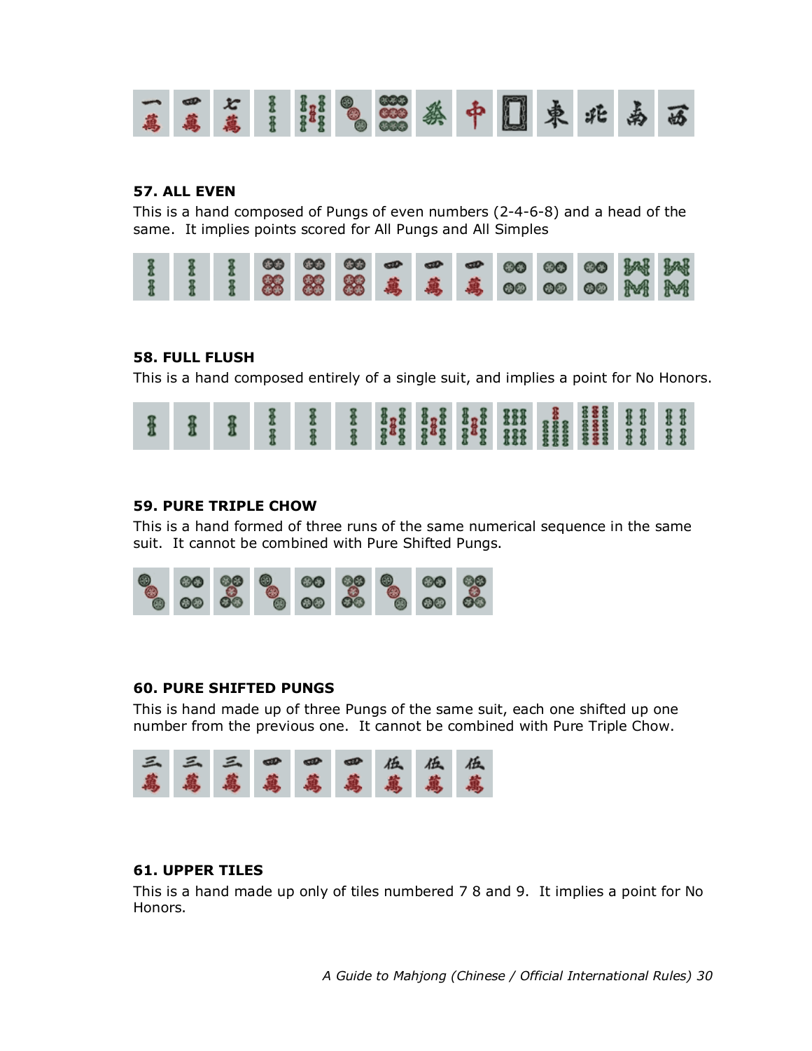## 57. ALL EVEN

This is a hand composed of Pungs of even numbers (2-4-6-8) and a head of the same. It implies points scored for All Pungs and All Simples

## 58. FULL FLUSH

This is a hand composed entirely of a single suit, and implies a point for No Honors.

## 59. PURE TRIPLE CHOW

This is a hand formed of three runs of the same numerical sequence in the same suit. It cannot be combined with Pure Shifted Pungs.

## 60. PURE SHIFTED PUNGS

This is hand made up of three Pungs of the same suit, each one shifted up one number from the previous one. It cannot be combined with Pure Triple Chow.

## 61. UPPER TILES

This is a hand made up only of tiles numbered 7 8 and 9. It implies a point for No Honors.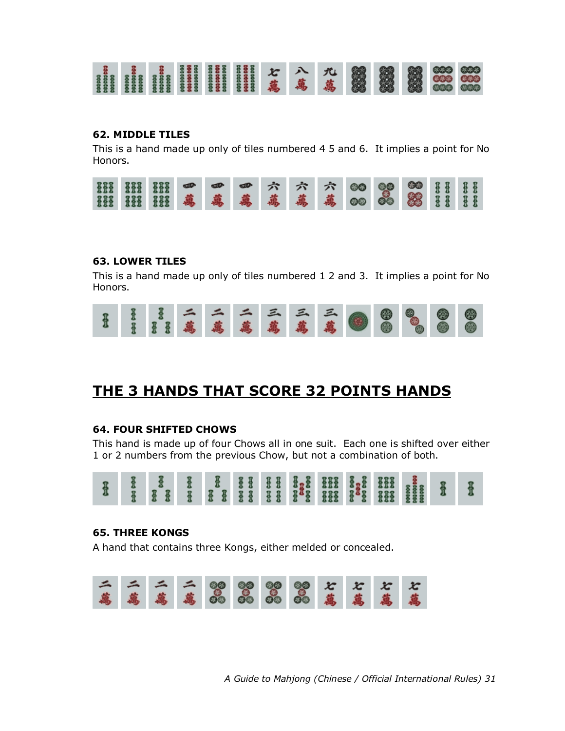### 62. MIDDLE TILES

This is a hand made up only of tiles numbered 4 5 and 6. It implies a point for No Honors.

### 63. LOWER TILES

This is a hand made up only of tiles numbered 1 2 and 3. It implies a point for No Honors.

## THE 3 HANDS THAT SCORE 32 POINTS HANDS

### 64. FOUR SHIFTED CHOWS

This hand is made up of four Chows all in one suit. Each one is shifted over either 1 or 2 numbers from the previous Chow, but not a combination of both.

### 65. THREE KONGS

A hand that contains three Kongs, either melded or concealed.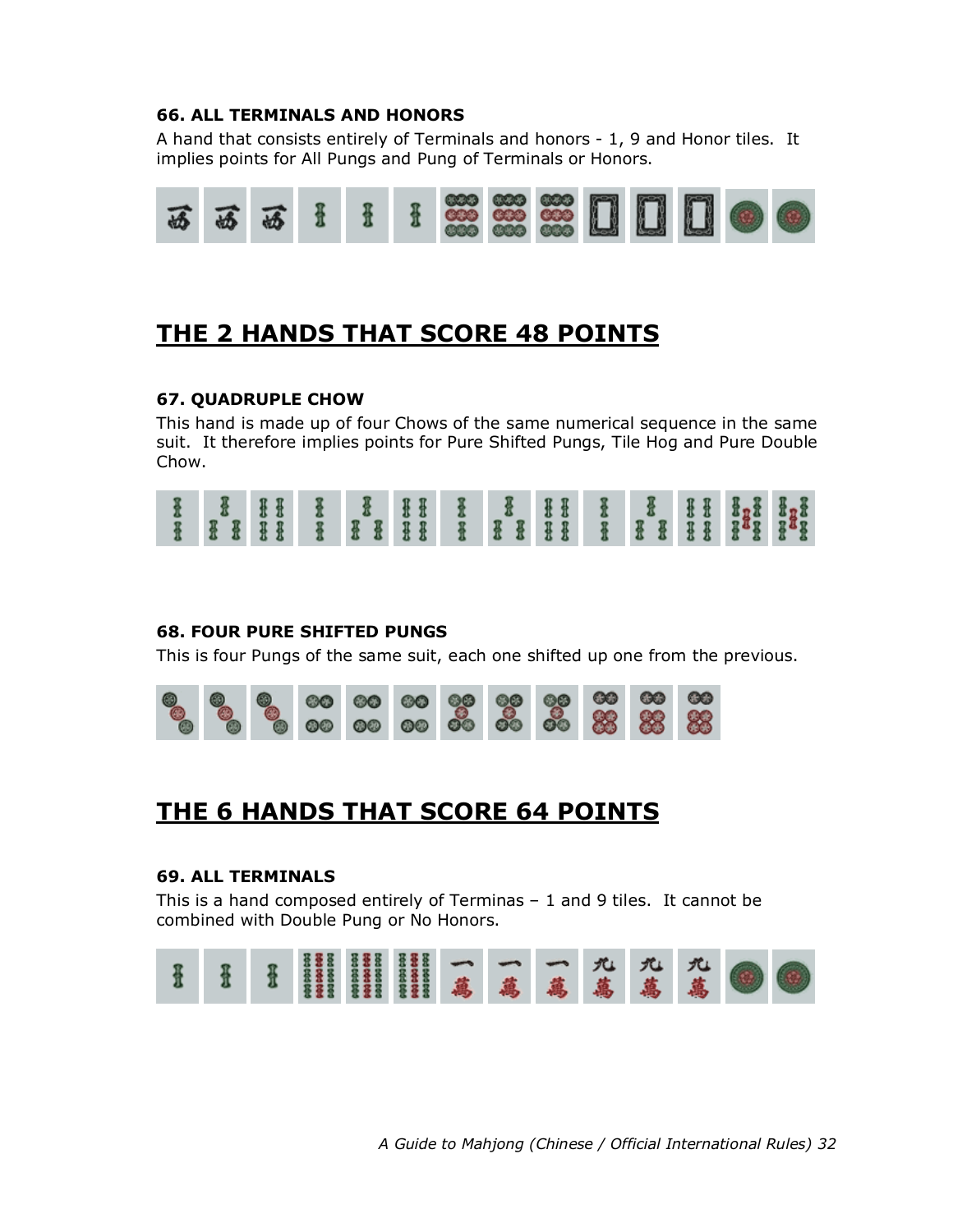### 66. ALL TERMINALS AND HONORS

A hand that consists entirely of Terminals and honors - 1, 9 and Honor tiles. It implies points for All Pungs and Pung of Terminals or Honors.

## THE 2 HANDS THAT SCORE 48 POINTS

### 67. QUADRUPLE CHOW

This hand is made up of four Chows of the same numerical sequence in the same suit. It therefore implies points for Pure Shifted Pungs, Tile Hog and Pure Double Chow.

### 68. FOUR PURE SHIFTED PUNGS

This is four Pungs of the same suit, each one shifted up one from the previous.

## THE 6 HANDS THAT SCORE 64 POINTS

### 69. ALL TERMINALS

This is a hand composed entirely of Terminas – 1 and 9 tiles. It cannot be combined with Double Pung or No Honors.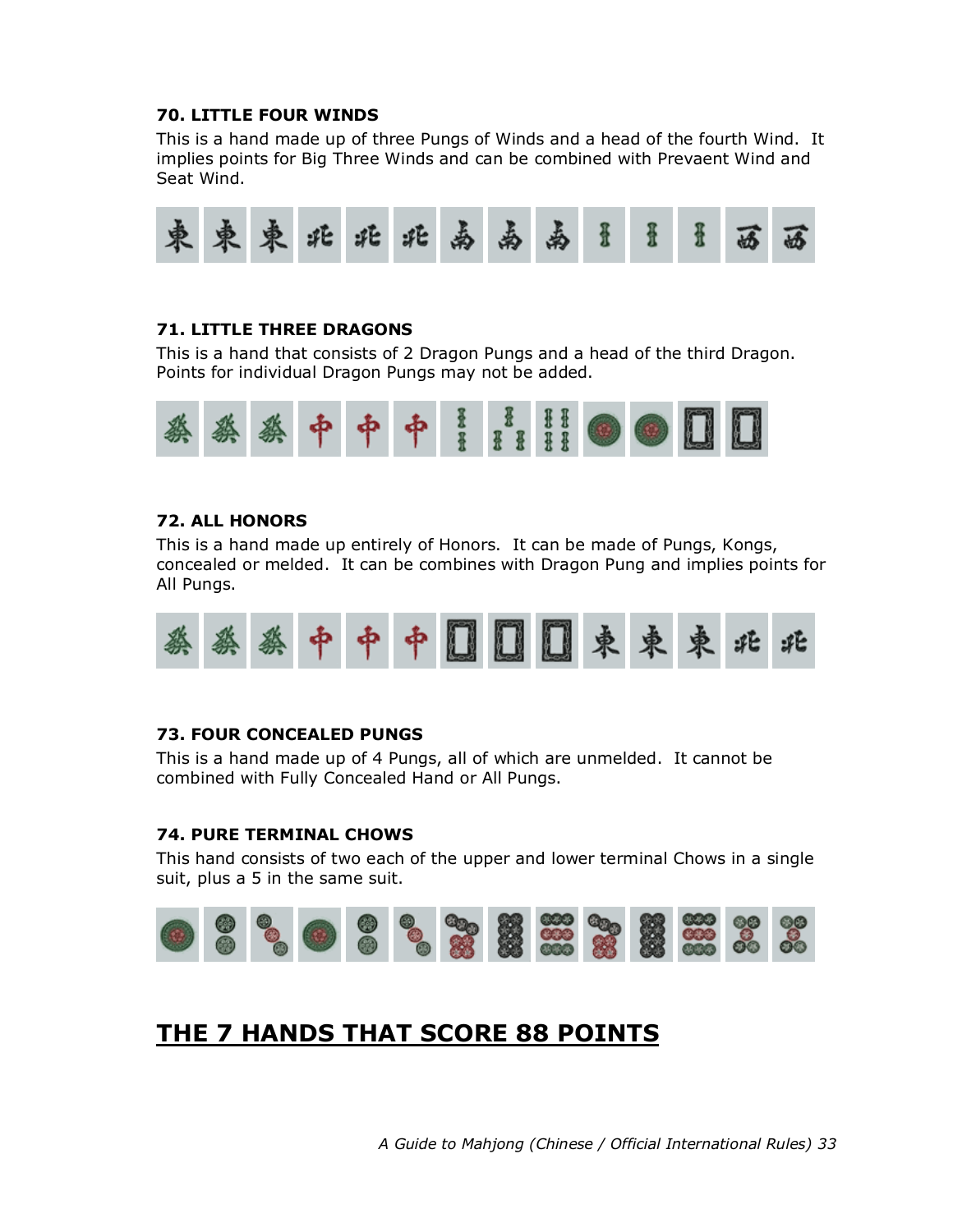**70. LITTLE FOUR WINDS**

This is a hand made up of three Pungs of Winds and a head of the fourth Wind. It implies points for Big Three Winds and can be combined with Prevaent Wind and Seat Wind.

**71. LITTLE THREE DRAGONS**

This is a hand that consists of 2 Dragon Pungs and a head of the third Dragon. Points for individual Dragon Pungs may not be added.

**72. ALL HONORS**

This is a hand made up entirely of Honors. It can be made of Pungs, Kongs, concealed or melded. It can be combines with Dragon Pung and implies points for All Pungs.

**73. FOUR CONCEALED PUNGS**

This is a hand made up of 4 Pungs, all of which are unmelded. It cannot be combined with Fully Concealed Hand or All Pungs.

**74. PURE TERMINAL CHOWS**

This hand consists of two each of the upper and lower terminal Chows in a single suit, plus a 5 in the same suit.

## THE 7 HANDS THAT SCORE 88 POINTS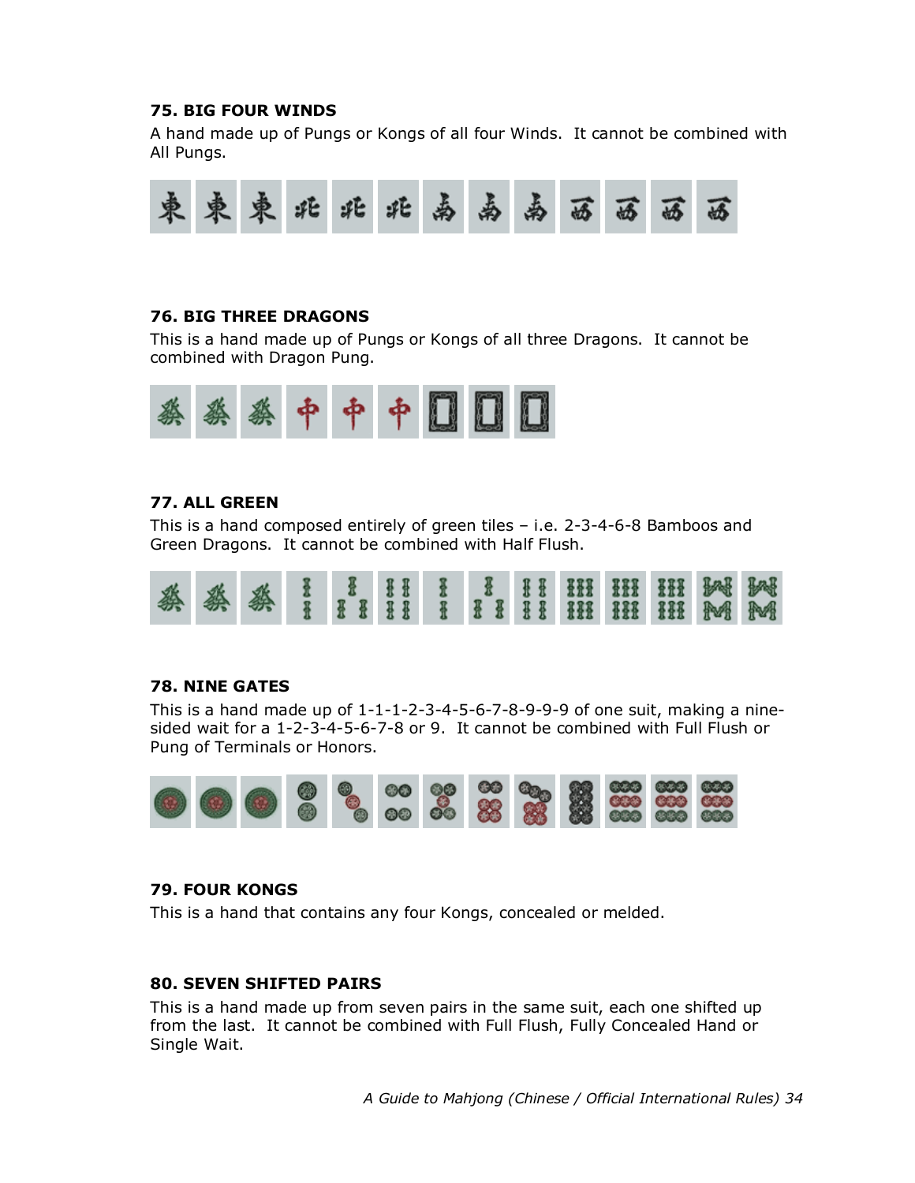### 75. BIG FOUR WINDS

A hand made up of Pungs or Kongs of all four Winds. It cannot be combined with All Pungs.

### 76. BIG THREE DRAGONS

This is a hand made up of Pungs or Kongs of all three Dragons. It cannot be combined with Dragon Pung.

### 77. ALL GREEN

This is a hand composed entirely of green tiles – i.e. 2-3-4-6-8 Bamboos and Green Dragons. It cannot be combined with Half Flush.

### 78. NINE GATES

This is a hand made up of 1-1-1-2-3-4-5-6-7-8-9-9-9 of one suit, making a nine-sided wait for a 1-2-3-4-5-6-7-8 or 9. It cannot be combined with Full Flush or Pung of Terminals or Honors.

### 79. FOUR KONGS

This is a hand that contains any four Kongs, concealed or melded.

### 80. SEVEN SHIFTED PAIRS

This is a hand made up from seven pairs in the same suit, each one shifted up from the last. It cannot be combined with Full Flush, Fully Concealed Hand or Single Wait.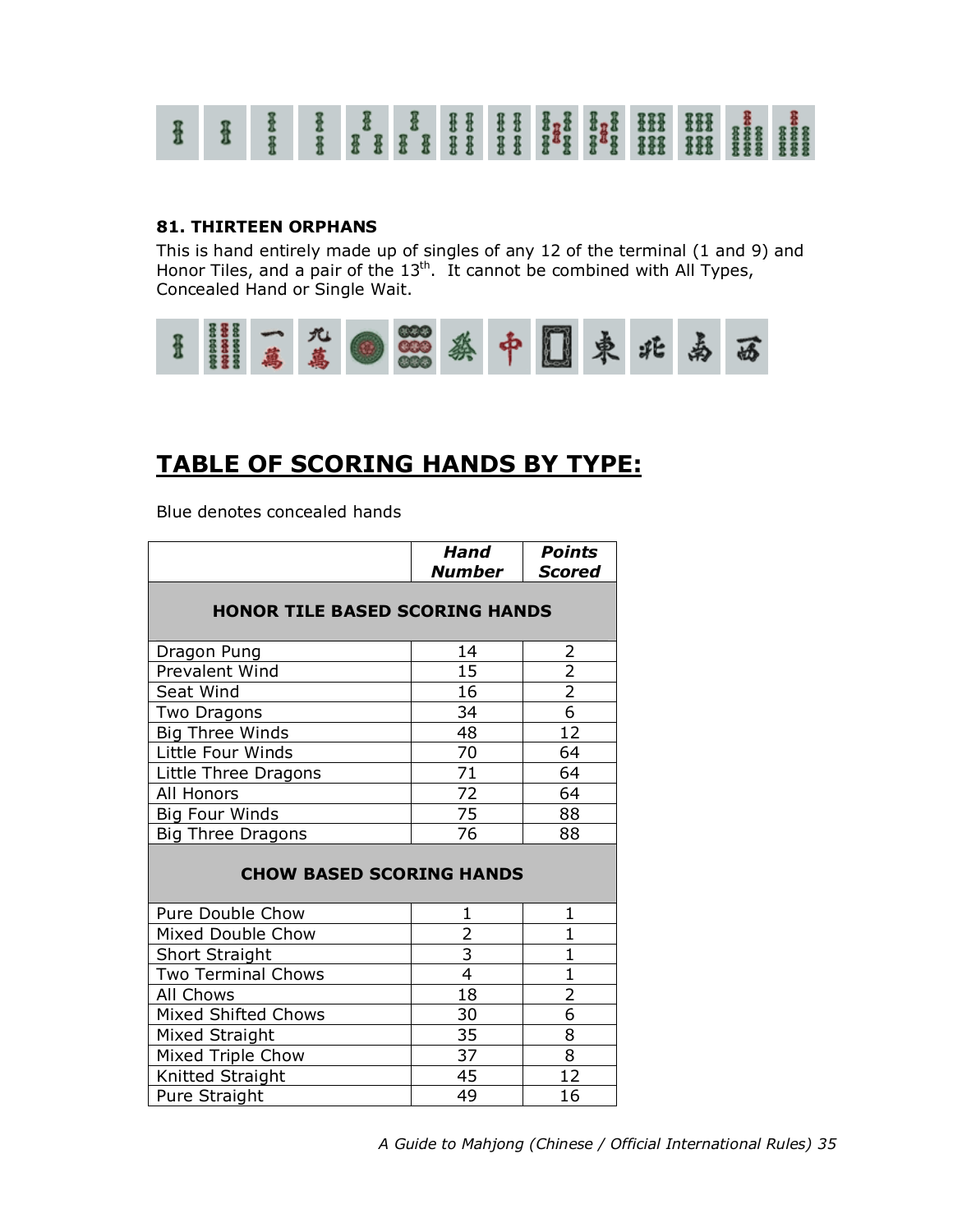### 81. THIRTEEN ORPHANS

This is hand entirely made up of singles of any 12 of the terminal (1 and 9) and Honor Tiles, and a pair of the 13th. It cannot be combined with All Types, Concealed Hand or Single Wait.

## TABLE OF SCORING HANDS BY TYPE:

Blue denotes concealed hands

| | *Hand Number* | *Points Scored* |
|---|---|---|
| **HONOR TILE BASED SCORING HANDS** | | |
| Dragon Pung | 14 | 2 |
| Prevalent Wind | 15 | 2 |
| Seat Wind | 16 | 2 |
| Two Dragons | 34 | 6 |
| Big Three Winds | 48 | 12 |
| Little Four Winds | 70 | 64 |
| Little Three Dragons | 71 | 64 |
| All Honors | 72 | 64 |
| Big Four Winds | 75 | 88 |
| Big Three Dragons | 76 | 88 |
| **CHOW BASED SCORING HANDS** | | |
| Pure Double Chow | 1 | 1 |
| Mixed Double Chow | 2 | 1 |
| Short Straight | 3 | 1 |
| Two Terminal Chows | 4 | 1 |
| All Chows | 18 | 2 |
| Mixed Shifted Chows | 30 | 6 |
| Mixed Straight | 35 | 8 |
| Mixed Triple Chow | 37 | 8 |
| Knitted Straight | 45 | 12 |
| Pure Straight | 49 | 16 |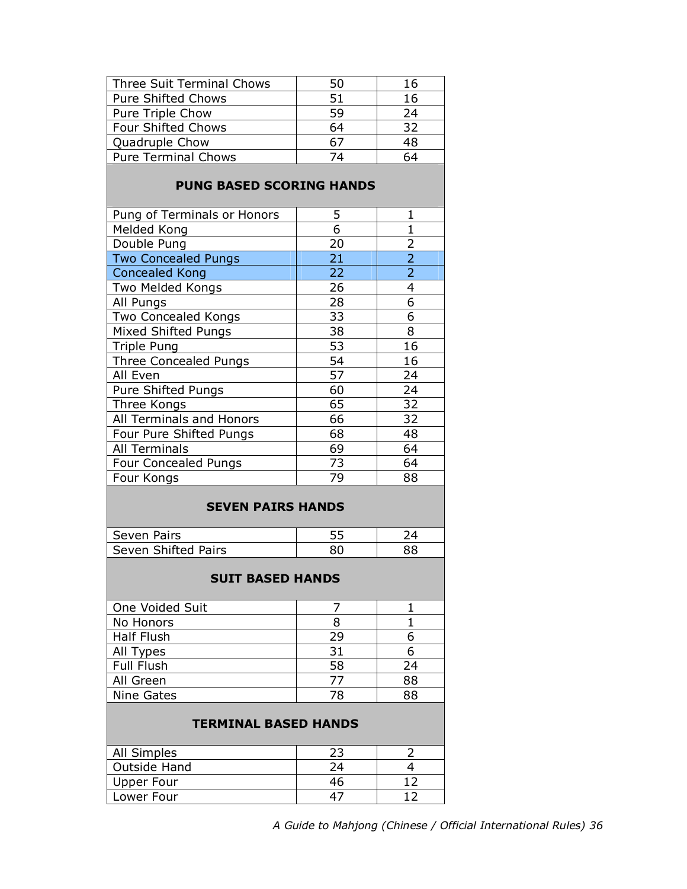| Three Suit Terminal Chows | 50 | 16 |
|---|---|---|
| Pure Shifted Chows | 51 | 16 |
| Pure Triple Chow | 59 | 24 |
| Four Shifted Chows | 64 | 32 |
| Quadruple Chow | 67 | 48 |
| Pure Terminal Chows | 74 | 64 |
| **PUNG BASED SCORING HANDS** | | |
| Pung of Terminals or Honors | 5 | 1 |
| Melded Kong | 6 | 1 |
| Double Pung | 20 | 2 |
| Two Concealed Pungs | 21 | 2 |
| Concealed Kong | 22 | 2 |
| Two Melded Kongs | 26 | 4 |
| All Pungs | 28 | 6 |
| Two Concealed Kongs | 33 | 6 |
| Mixed Shifted Pungs | 38 | 8 |
| Triple Pung | 53 | 16 |
| Three Concealed Pungs | 54 | 16 |
| All Even | 57 | 24 |
| Pure Shifted Pungs | 60 | 24 |
| Three Kongs | 65 | 32 |
| All Terminals and Honors | 66 | 32 |
| Four Pure Shifted Pungs | 68 | 48 |
| All Terminals | 69 | 64 |
| Four Concealed Pungs | 73 | 64 |
| Four Kongs | 79 | 88 |
| **SEVEN PAIRS HANDS** | | |
| Seven Pairs | 55 | 24 |
| Seven Shifted Pairs | 80 | 88 |
| **SUIT BASED HANDS** | | |
| One Voided Suit | 7 | 1 |
| No Honors | 8 | 1 |
| Half Flush | 29 | 6 |
| All Types | 31 | 6 |
| Full Flush | 58 | 24 |
| All Green | 77 | 88 |
| Nine Gates | 78 | 88 |
| **TERMINAL BASED HANDS** | | |
| All Simples | 23 | 2 |
| Outside Hand | 24 | 4 |
| Upper Four | 46 | 12 |
| Lower Four | 47 | 12 |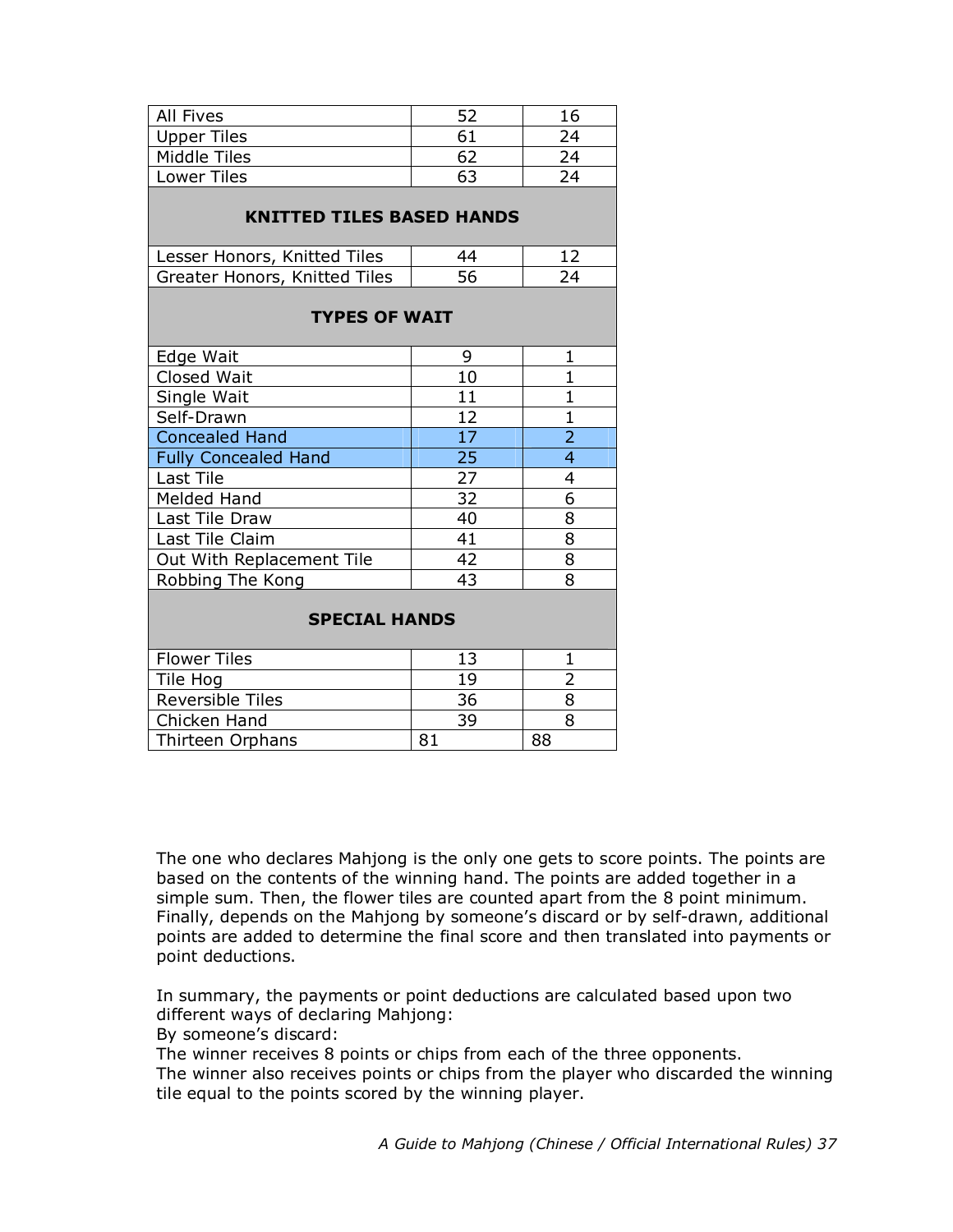| All Fives | 52 | 16 |
|---|---|---|
| Upper Tiles | 61 | 24 |
| Middle Tiles | 62 | 24 |
| Lower Tiles | 63 | 24 |
| **KNITTED TILES BASED HANDS** | | |
| Lesser Honors, Knitted Tiles | 44 | 12 |
| Greater Honors, Knitted Tiles | 56 | 24 |
| **TYPES OF WAIT** | | |
| Edge Wait | 9 | 1 |
| Closed Wait | 10 | 1 |
| Single Wait | 11 | 1 |
| Self-Drawn | 12 | 1 |
| Concealed Hand | 17 | 2 |
| Fully Concealed Hand | 25 | 4 |
| Last Tile | 27 | 4 |
| Melded Hand | 32 | 6 |
| Last Tile Draw | 40 | 8 |
| Last Tile Claim | 41 | 8 |
| Out With Replacement Tile | 42 | 8 |
| Robbing The Kong | 43 | 8 |
| **SPECIAL HANDS** | | |
| Flower Tiles | 13 | 1 |
| Tile Hog | 19 | 2 |
| Reversible Tiles | 36 | 8 |
| Chicken Hand | 39 | 8 |
| Thirteen Orphans | 81 | 88 |

The one who declares Mahjong is the only one gets to score points. The points are based on the contents of the winning hand. The points are added together in a simple sum. Then, the flower tiles are counted apart from the 8 point minimum. Finally, depends on the Mahjong by someone's discard or by self-drawn, additional points are added to determine the final score and then translated into payments or point deductions.

In summary, the payments or point deductions are calculated based upon two different ways of declaring Mahjong:
By someone's discard:
The winner receives 8 points or chips from each of the three opponents.
The winner also receives points or chips from the player who discarded the winning tile equal to the points scored by the winning player.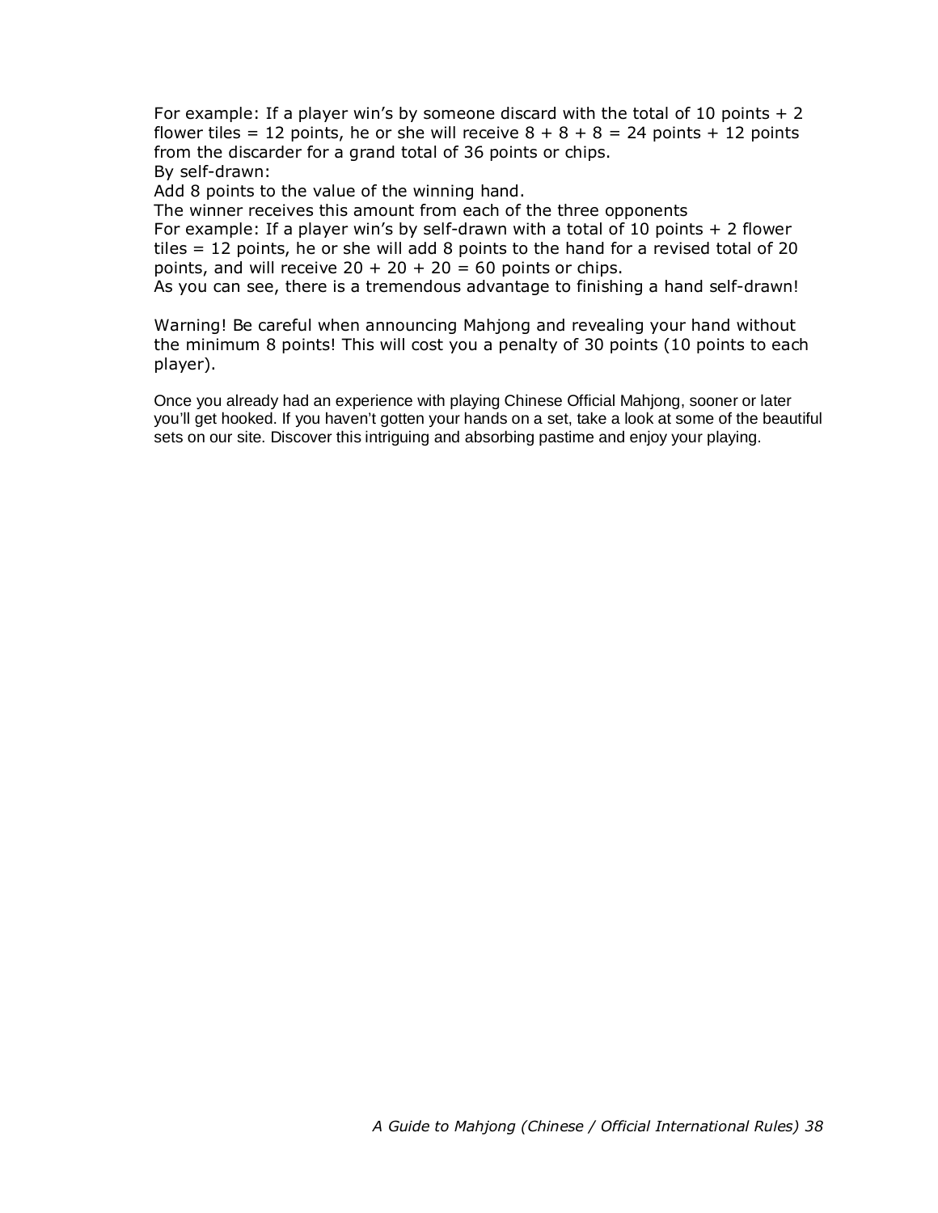For example: If a player win's by someone discard with the total of 10 points + 2 flower tiles = 12 points, he or she will receive 8 + 8 + 8 = 24 points + 12 points from the discarder for a grand total of 36 points or chips.

By self-drawn:

Add 8 points to the value of the winning hand.

The winner receives this amount from each of the three opponents

For example: If a player win's by self-drawn with a total of 10 points + 2 flower tiles = 12 points, he or she will add 8 points to the hand for a revised total of 20 points, and will receive 20 + 20 + 20 = 60 points or chips.

As you can see, there is a tremendous advantage to finishing a hand self-drawn!

Warning! Be careful when announcing Mahjong and revealing your hand without the minimum 8 points! This will cost you a penalty of 30 points (10 points to each player).

Once you already had an experience with playing Chinese Official Mahjong, sooner or later you'll get hooked. If you haven't gotten your hands on a set, take a look at some of the beautiful sets on our site. Discover this intriguing and absorbing pastime and enjoy your playing.